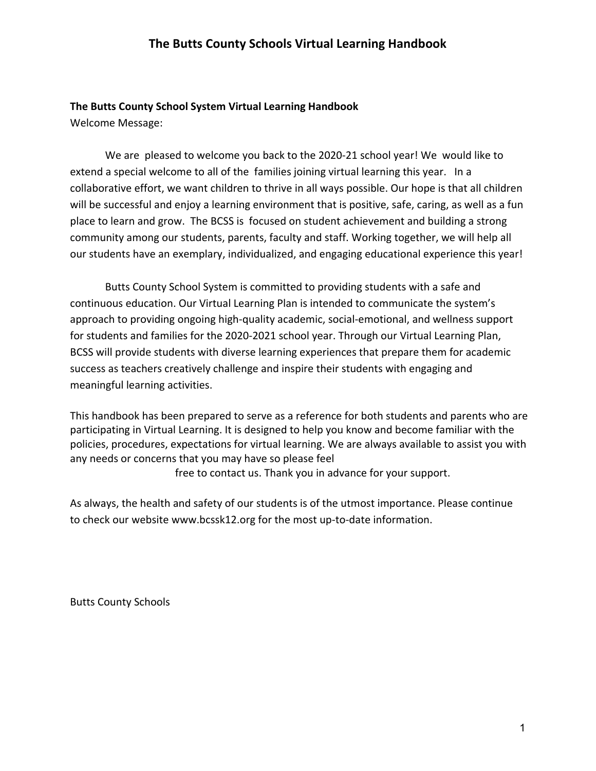# The Butts County Schools Virtual Learning Handbook

**The Butts County School System Virtual Learning Handbook**

Welcome Message:

We are pleased to welcome you back to the 2020-21 school year! We would like to extend a special welcome to all of the families joining virtual learning this year. In a collaborative effort, we want children to thrive in all ways possible. Our hope is that all children will be successful and enjoy a learning environment that is positive, safe, caring, as well as a fun place to learn and grow. The BCSS is focused on student achievement and building a strong community among our students, parents, faculty and staff. Working together, we will help all our students have an exemplary, individualized, and engaging educational experience this year!

Butts County School System is committed to providing students with a safe and continuous education. Our Virtual Learning Plan is intended to communicate the system's approach to providing ongoing high-quality academic, social-emotional, and wellness support for students and families for the 2020-2021 school year. Through our Virtual Learning Plan, BCSS will provide students with diverse learning experiences that prepare them for academic success as teachers creatively challenge and inspire their students with engaging and meaningful learning activities.

This handbook has been prepared to serve as a reference for both students and parents who are participating in Virtual Learning. It is designed to help you know and become familiar with the policies, procedures, expectations for virtual learning. We are always available to assist you with any needs or concerns that you may have so please feel free to contact us. Thank you in advance for your support.

As always, the health and safety of our students is of the utmost importance. Please continue to check our website www.bcssk12.org for the most up-to-date information.

Butts County Schools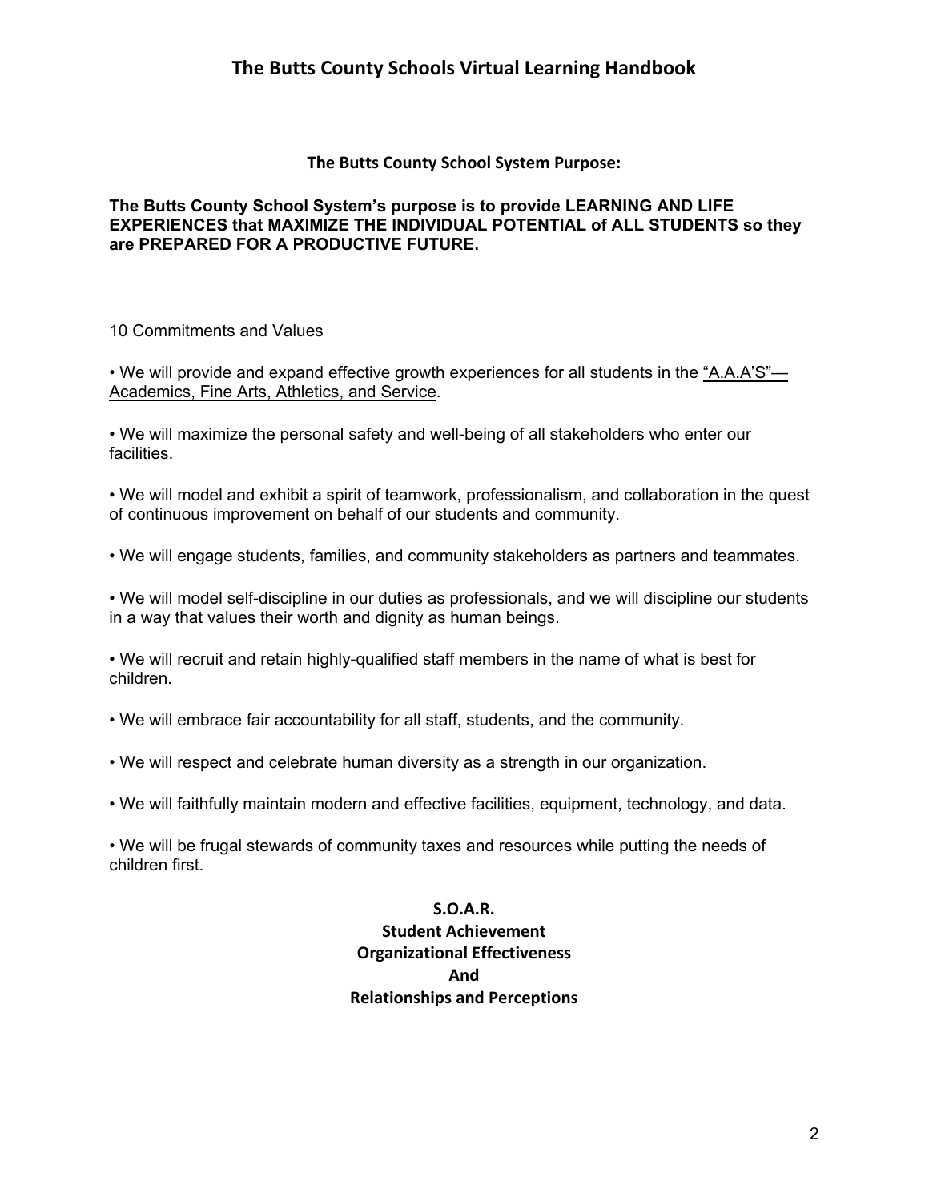## The Butts County School System Purpose:

**The Butts County School System's purpose is to provide LEARNING AND LIFE EXPERIENCES that MAXIMIZE THE INDIVIDUAL POTENTIAL of ALL STUDENTS so they are PREPARED FOR A PRODUCTIVE FUTURE.**

10 Commitments and Values

- We will provide and expand effective growth experiences for all students in the <u>"A.A.A'S"—Academics, Fine Arts, Athletics, and Service</u>.

- We will maximize the personal safety and well-being of all stakeholders who enter our facilities.

- We will model and exhibit a spirit of teamwork, professionalism, and collaboration in the quest of continuous improvement on behalf of our students and community.

- We will engage students, families, and community stakeholders as partners and teammates.

- We will model self-discipline in our duties as professionals, and we will discipline our students in a way that values their worth and dignity as human beings.

- We will recruit and retain highly-qualified staff members in the name of what is best for children.

- We will embrace fair accountability for all staff, students, and the community.

- We will respect and celebrate human diversity as a strength in our organization.

- We will faithfully maintain modern and effective facilities, equipment, technology, and data.

- We will be frugal stewards of community taxes and resources while putting the needs of children first.

**S.O.A.R.**
**Student Achievement**
**Organizational Effectiveness**
**And**
**Relationships and Perceptions**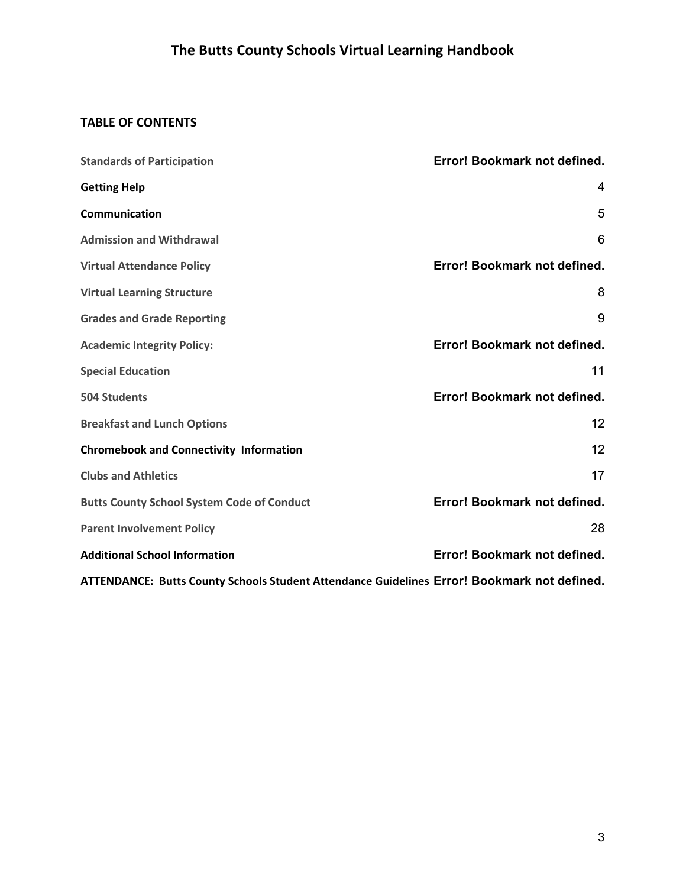# The Butts County Schools Virtual Learning Handbook

**TABLE OF CONTENTS**

| | |
|---|---|
| **Standards of Participation** | **Error! Bookmark not defined.** |
| **Getting Help** | 4 |
| **Communication** | 5 |
| **Admission and Withdrawal** | 6 |
| **Virtual Attendance Policy** | **Error! Bookmark not defined.** |
| **Virtual Learning Structure** | 8 |
| **Grades and Grade Reporting** | 9 |
| **Academic Integrity Policy:** | **Error! Bookmark not defined.** |
| **Special Education** | 11 |
| **504 Students** | **Error! Bookmark not defined.** |
| **Breakfast and Lunch Options** | 12 |
| **Chromebook and Connectivity  Information** | 12 |
| **Clubs and Athletics** | 17 |
| **Butts County School System Code of Conduct** | **Error! Bookmark not defined.** |
| **Parent Involvement Policy** | 28 |
| **Additional School Information** | **Error! Bookmark not defined.** |
| **ATTENDANCE:  Butts County Schools Student Attendance Guidelines** | **Error! Bookmark not defined.** |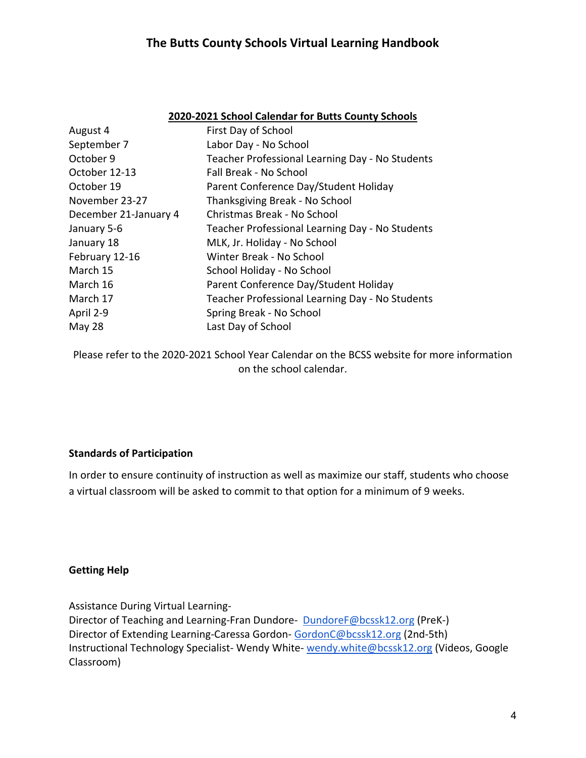**2020-2021 School Calendar for Butts County Schools**

| | |
|---|---|
| August 4 | First Day of School |
| September 7 | Labor Day - No School |
| October 9 | Teacher Professional Learning Day - No Students |
| October 12-13 | Fall Break - No School |
| October 19 | Parent Conference Day/Student Holiday |
| November 23-27 | Thanksgiving Break - No School |
| December 21-January 4 | Christmas Break - No School |
| January 5-6 | Teacher Professional Learning Day - No Students |
| January 18 | MLK, Jr. Holiday - No School |
| February 12-16 | Winter Break - No School |
| March 15 | School Holiday - No School |
| March 16 | Parent Conference Day/Student Holiday |
| March 17 | Teacher Professional Learning Day - No Students |
| April 2-9 | Spring Break - No School |
| May 28 | Last Day of School |

Please refer to the 2020-2021 School Year Calendar on the BCSS website for more information on the school calendar.

**Standards of Participation**

In order to ensure continuity of instruction as well as maximize our staff, students who choose a virtual classroom will be asked to commit to that option for a minimum of 9 weeks.

**Getting Help**

Assistance During Virtual Learning-
Director of Teaching and Learning-Fran Dundore- DundoreF@bcssk12.org (PreK-)
Director of Extending Learning-Caressa Gordon- GordonC@bcssk12.org (2nd-5th)
Instructional Technology Specialist- Wendy White- wendy.white@bcssk12.org (Videos, Google Classroom)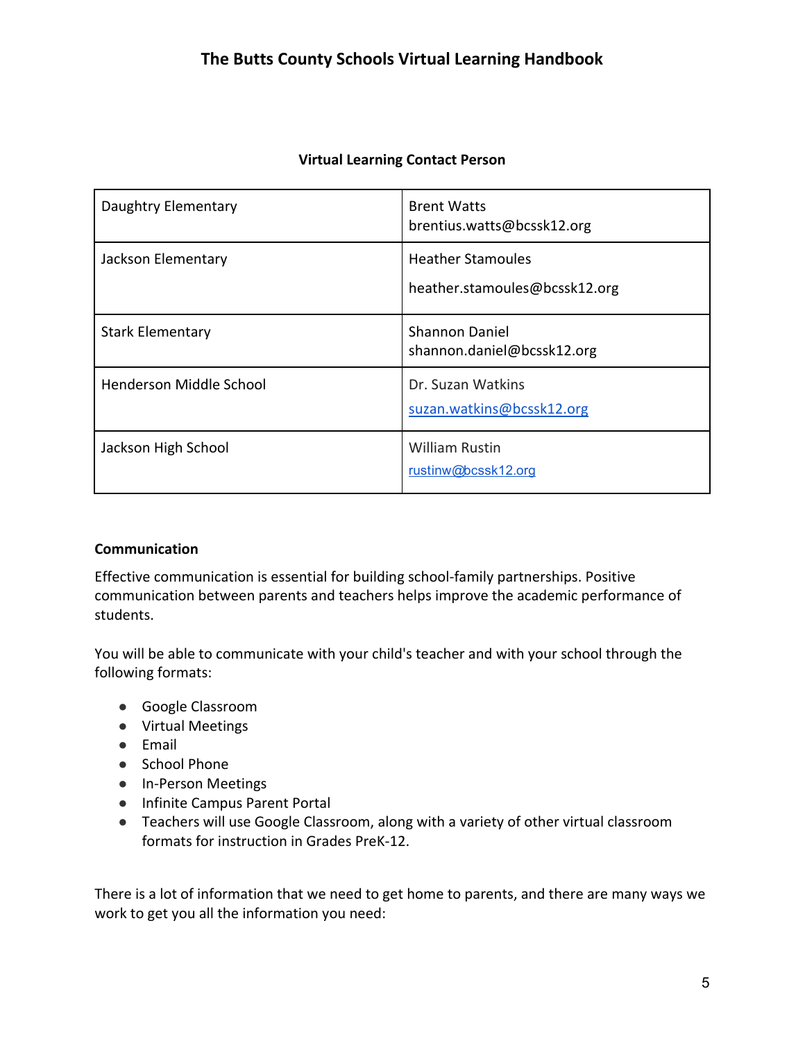### Virtual Learning Contact Person

| | |
|---|---|
| Daughtry Elementary | Brent Watts brentius.watts@bcssk12.org |
| Jackson Elementary | Heather Stamoules heather.stamoules@bcssk12.org |
| Stark Elementary | Shannon Daniel shannon.daniel@bcssk12.org |
| Henderson Middle School | Dr. Suzan Watkins suzan.watkins@bcssk12.org |
| Jackson High School | William Rustin rustinw@bcssk12.org |

**Communication**

Effective communication is essential for building school-family partnerships. Positive communication between parents and teachers helps improve the academic performance of students.

You will be able to communicate with your child's teacher and with your school through the following formats:

- Google Classroom
- Virtual Meetings
- Email
- School Phone
- In-Person Meetings
- Infinite Campus Parent Portal
- Teachers will use Google Classroom, along with a variety of other virtual classroom formats for instruction in Grades PreK-12.

There is a lot of information that we need to get home to parents, and there are many ways we work to get you all the information you need: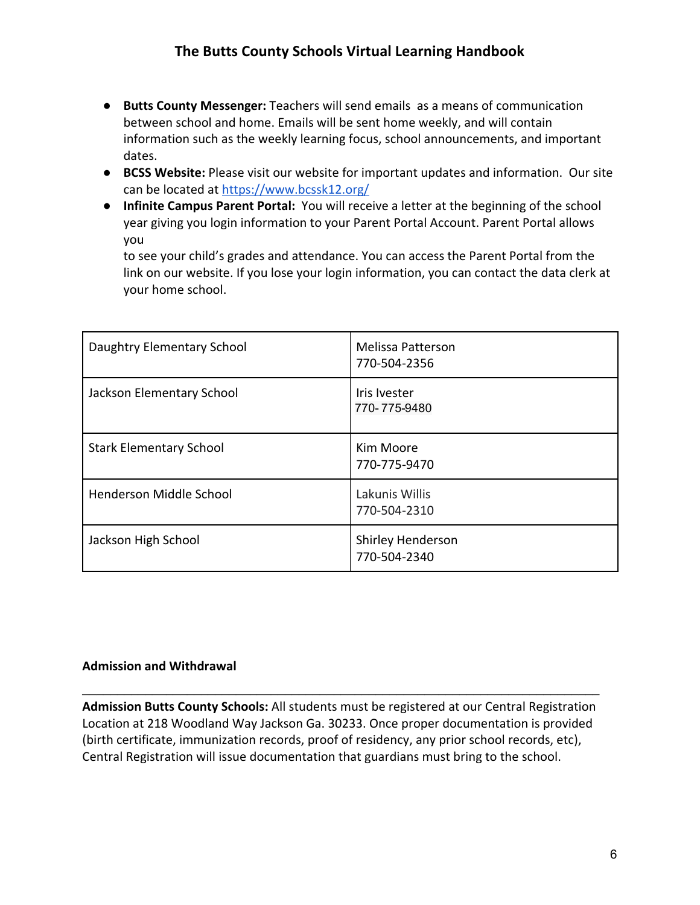- **Butts County Messenger:** Teachers will send emails as a means of communication between school and home. Emails will be sent home weekly, and will contain information such as the weekly learning focus, school announcements, and important dates.
- **BCSS Website:** Please visit our website for important updates and information. Our site can be located at [https://www.bcssk12.org/](https://www.bcssk12.org/)
- **Infinite Campus Parent Portal:** You will receive a letter at the beginning of the school year giving you login information to your Parent Portal Account. Parent Portal allows you to see your child's grades and attendance. You can access the Parent Portal from the link on our website. If you lose your login information, you can contact the data clerk at your home school.

| School | Data Clerk |
|---|---|
| Daughtry Elementary School | Melissa Patterson<br>770-504-2356 |
| Jackson Elementary School | Iris Ivester<br>770- 775-9480 |
| Stark Elementary School | Kim Moore<br>770-775-9470 |
| Henderson Middle School | Lakunis Willis<br>770-504-2310 |
| Jackson High School | Shirley Henderson<br>770-504-2340 |

**Admission and Withdrawal**

---

**Admission Butts County Schools:** All students must be registered at our Central Registration Location at 218 Woodland Way Jackson Ga. 30233. Once proper documentation is provided (birth certificate, immunization records, proof of residency, any prior school records, etc), Central Registration will issue documentation that guardians must bring to the school.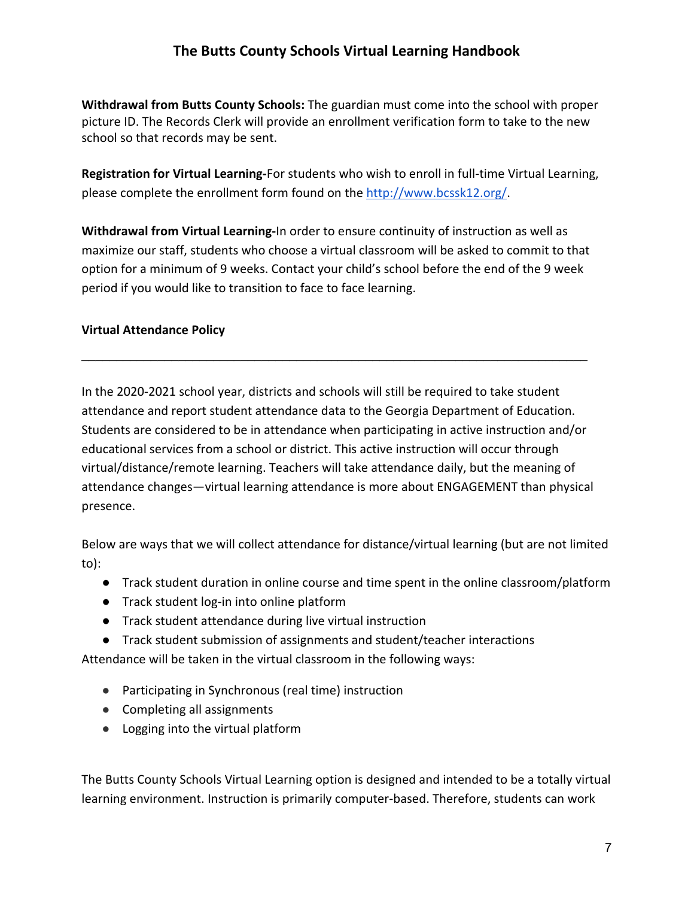**Withdrawal from Butts County Schools:** The guardian must come into the school with proper picture ID. The Records Clerk will provide an enrollment verification form to take to the new school so that records may be sent.

**Registration for Virtual Learning-**For students who wish to enroll in full-time Virtual Learning, please complete the enrollment form found on the [http://www.bcssk12.org/](http://www.bcssk12.org/).

**Withdrawal from Virtual Learning-**In order to ensure continuity of instruction as well as maximize our staff, students who choose a virtual classroom will be asked to commit to that option for a minimum of 9 weeks. Contact your child's school before the end of the 9 week period if you would like to transition to face to face learning.

**Virtual Attendance Policy**

---

In the 2020-2021 school year, districts and schools will still be required to take student attendance and report student attendance data to the Georgia Department of Education. Students are considered to be in attendance when participating in active instruction and/or educational services from a school or district. This active instruction will occur through virtual/distance/remote learning. Teachers will take attendance daily, but the meaning of attendance changes—virtual learning attendance is more about ENGAGEMENT than physical presence.

Below are ways that we will collect attendance for distance/virtual learning (but are not limited to):

- Track student duration in online course and time spent in the online classroom/platform
- Track student log-in into online platform
- Track student attendance during live virtual instruction
- Track student submission of assignments and student/teacher interactions

Attendance will be taken in the virtual classroom in the following ways:

- Participating in Synchronous (real time) instruction
- Completing all assignments
- Logging into the virtual platform

The Butts County Schools Virtual Learning option is designed and intended to be a totally virtual learning environment. Instruction is primarily computer-based. Therefore, students can work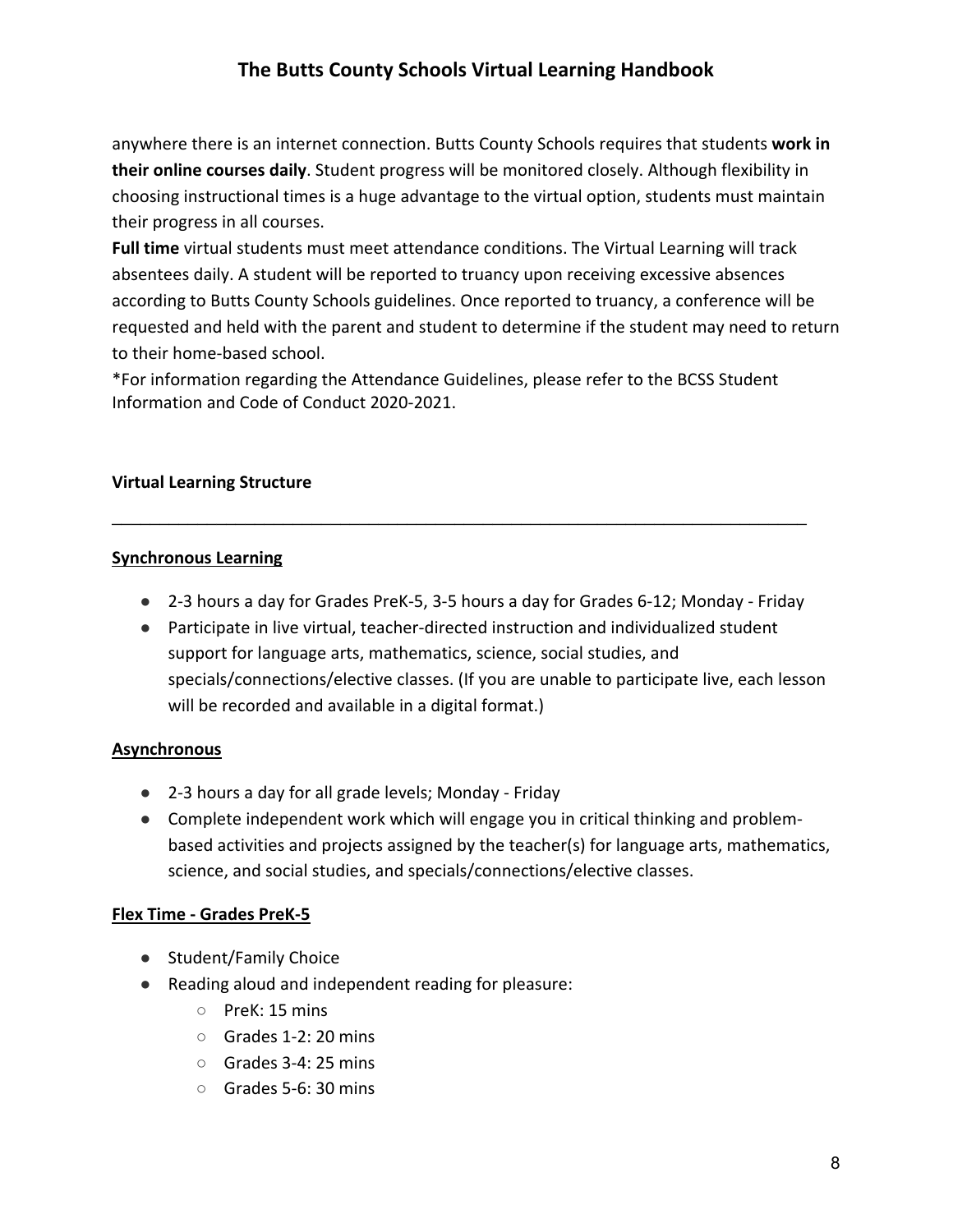anywhere there is an internet connection. Butts County Schools requires that students **work in their online courses daily**. Student progress will be monitored closely. Although flexibility in choosing instructional times is a huge advantage to the virtual option, students must maintain their progress in all courses.

**Full time** virtual students must meet attendance conditions. The Virtual Learning will track absentees daily. A student will be reported to truancy upon receiving excessive absences according to Butts County Schools guidelines. Once reported to truancy, a conference will be requested and held with the parent and student to determine if the student may need to return to their home-based school.

*For information regarding the Attendance Guidelines, please refer to the BCSS Student Information and Code of Conduct 2020-2021.

## Virtual Learning Structure

---

### Synchronous Learning

- 2-3 hours a day for Grades PreK-5, 3-5 hours a day for Grades 6-12; Monday - Friday
- Participate in live virtual, teacher-directed instruction and individualized student support for language arts, mathematics, science, social studies, and specials/connections/elective classes. (If you are unable to participate live, each lesson will be recorded and available in a digital format.)

### Asynchronous

- 2-3 hours a day for all grade levels; Monday - Friday
- Complete independent work which will engage you in critical thinking and problem-based activities and projects assigned by the teacher(s) for language arts, mathematics, science, and social studies, and specials/connections/elective classes.

### Flex Time - Grades PreK-5

- Student/Family Choice
- Reading aloud and independent reading for pleasure:
  - PreK: 15 mins
  - Grades 1-2: 20 mins
  - Grades 3-4: 25 mins
  - Grades 5-6: 30 mins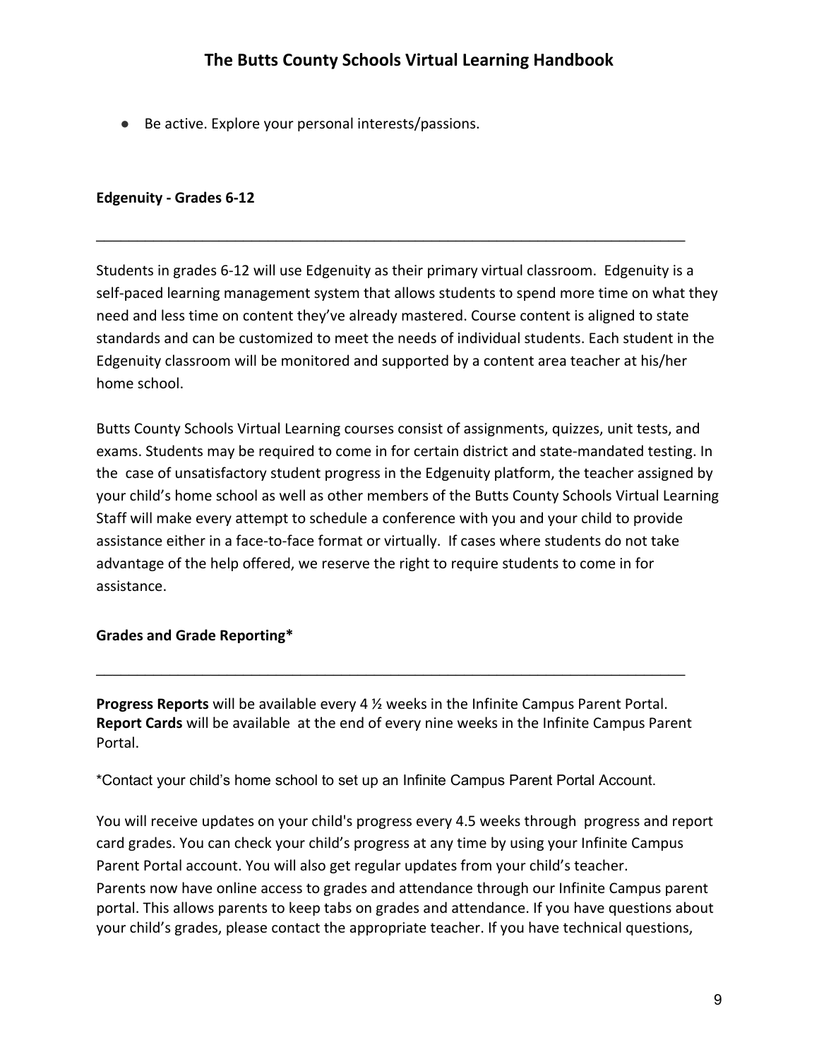- Be active. Explore your personal interests/passions.

**Edgenuity - Grades 6-12**

---

Students in grades 6-12 will use Edgenuity as their primary virtual classroom.  Edgenuity is a self-paced learning management system that allows students to spend more time on what they need and less time on content they've already mastered. Course content is aligned to state standards and can be customized to meet the needs of individual students. Each student in the Edgenuity classroom will be monitored and supported by a content area teacher at his/her home school.

Butts County Schools Virtual Learning courses consist of assignments, quizzes, unit tests, and exams. Students may be required to come in for certain district and state-mandated testing. In the  case of unsatisfactory student progress in the Edgenuity platform, the teacher assigned by your child's home school as well as other members of the Butts County Schools Virtual Learning Staff will make every attempt to schedule a conference with you and your child to provide assistance either in a face-to-face format or virtually.  If cases where students do not take advantage of the help offered, we reserve the right to require students to come in for assistance.

**Grades and Grade Reporting***

---

**Progress Reports** will be available every 4 ½ weeks in the Infinite Campus Parent Portal.
**Report Cards** will be available  at the end of every nine weeks in the Infinite Campus Parent Portal.

*Contact your child's home school to set up an Infinite Campus Parent Portal Account.

You will receive updates on your child's progress every 4.5 weeks through  progress and report card grades. You can check your child's progress at any time by using your Infinite Campus Parent Portal account. You will also get regular updates from your child's teacher.
Parents now have online access to grades and attendance through our Infinite Campus parent portal. This allows parents to keep tabs on grades and attendance. If you have questions about your child's grades, please contact the appropriate teacher. If you have technical questions,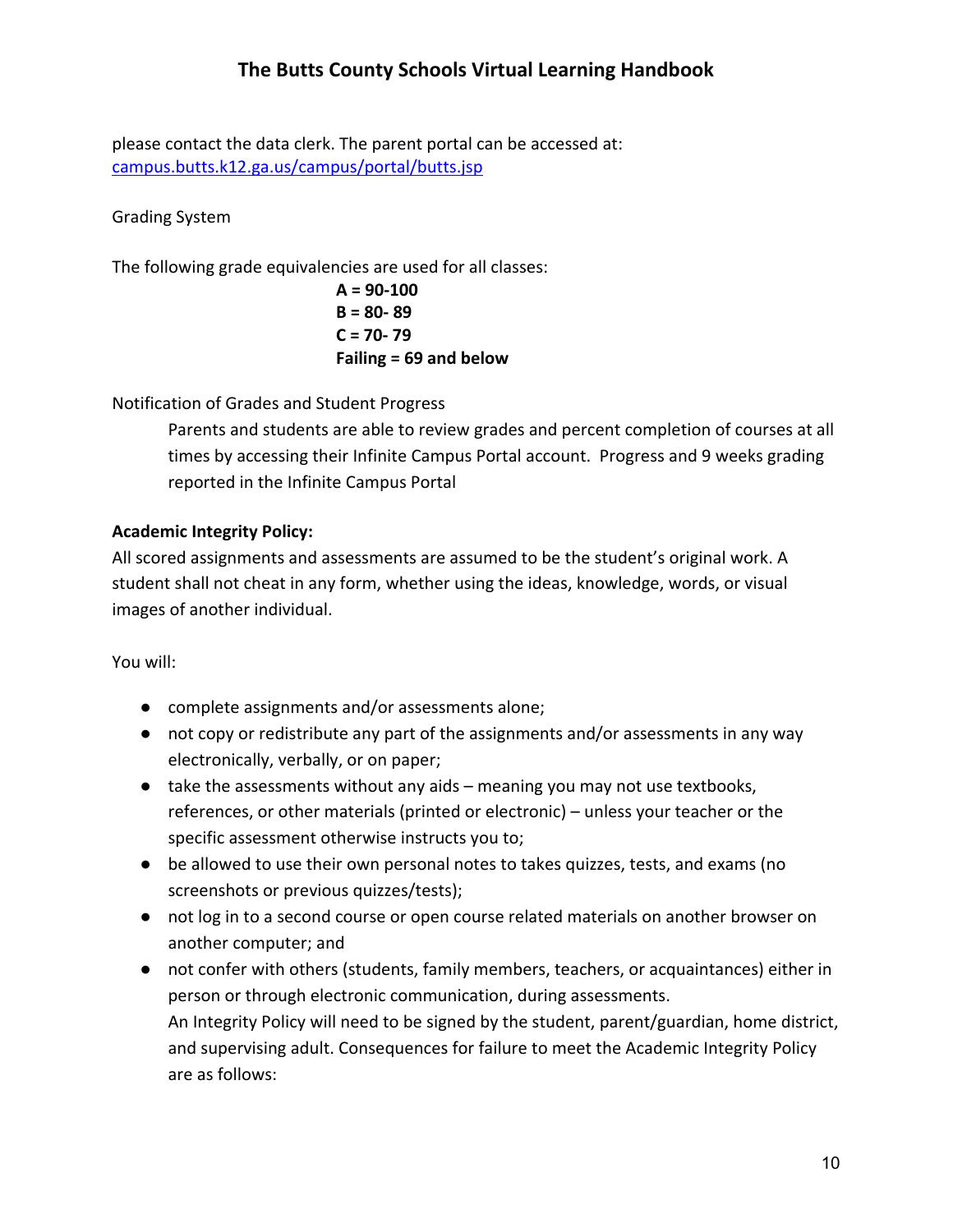please contact the data clerk. The parent portal can be accessed at: [campus.butts.k12.ga.us/campus/portal/butts.jsp](campus.butts.k12.ga.us/campus/portal/butts.jsp)

Grading System

The following grade equivalencies are used for all classes:

**A = 90-100**
**B = 80- 89**
**C = 70- 79**
**Failing = 69 and below**

Notification of Grades and Student Progress

Parents and students are able to review grades and percent completion of courses at all times by accessing their Infinite Campus Portal account. Progress and 9 weeks grading reported in the Infinite Campus Portal

**Academic Integrity Policy:**

All scored assignments and assessments are assumed to be the student's original work. A student shall not cheat in any form, whether using the ideas, knowledge, words, or visual images of another individual.

You will:

- complete assignments and/or assessments alone;
- not copy or redistribute any part of the assignments and/or assessments in any way electronically, verbally, or on paper;
- take the assessments without any aids – meaning you may not use textbooks, references, or other materials (printed or electronic) – unless your teacher or the specific assessment otherwise instructs you to;
- be allowed to use their own personal notes to takes quizzes, tests, and exams (no screenshots or previous quizzes/tests);
- not log in to a second course or open course related materials on another browser on another computer; and
- not confer with others (students, family members, teachers, or acquaintances) either in person or through electronic communication, during assessments.
  An Integrity Policy will need to be signed by the student, parent/guardian, home district, and supervising adult. Consequences for failure to meet the Academic Integrity Policy are as follows: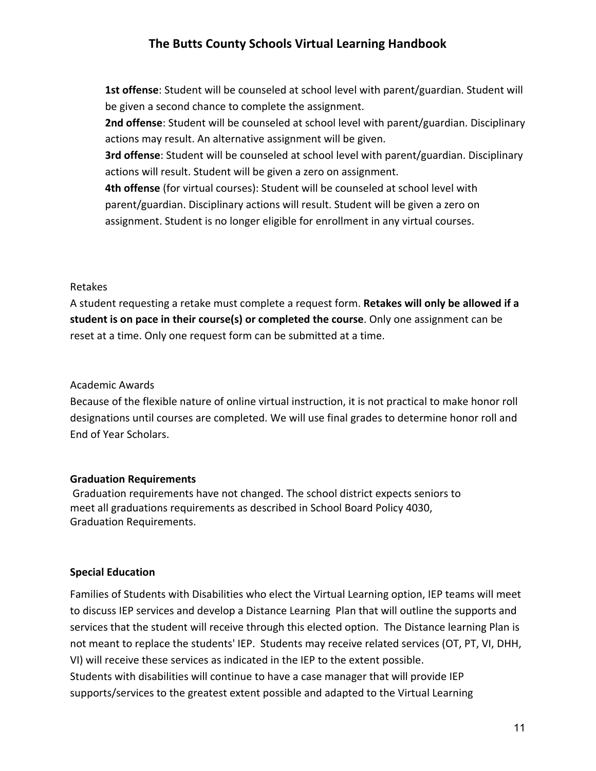**1st offense**: Student will be counseled at school level with parent/guardian. Student will be given a second chance to complete the assignment.

**2nd offense**: Student will be counseled at school level with parent/guardian. Disciplinary actions may result. An alternative assignment will be given.

**3rd offense**: Student will be counseled at school level with parent/guardian. Disciplinary actions will result. Student will be given a zero on assignment.

**4th offense** (for virtual courses): Student will be counseled at school level with parent/guardian. Disciplinary actions will result. Student will be given a zero on assignment. Student is no longer eligible for enrollment in any virtual courses.

Retakes

A student requesting a retake must complete a request form. **Retakes will only be allowed if a student is on pace in their course(s) or completed the course**. Only one assignment can be reset at a time. Only one request form can be submitted at a time.

Academic Awards

Because of the flexible nature of online virtual instruction, it is not practical to make honor roll designations until courses are completed. We will use final grades to determine honor roll and End of Year Scholars.

**Graduation Requirements**

Graduation requirements have not changed. The school district expects seniors to meet all graduations requirements as described in School Board Policy 4030, Graduation Requirements.

**Special Education**

Families of Students with Disabilities who elect the Virtual Learning option, IEP teams will meet to discuss IEP services and develop a Distance Learning Plan that will outline the supports and services that the student will receive through this elected option. The Distance learning Plan is not meant to replace the students' IEP. Students may receive related services (OT, PT, VI, DHH, VI) will receive these services as indicated in the IEP to the extent possible.

Students with disabilities will continue to have a case manager that will provide IEP supports/services to the greatest extent possible and adapted to the Virtual Learning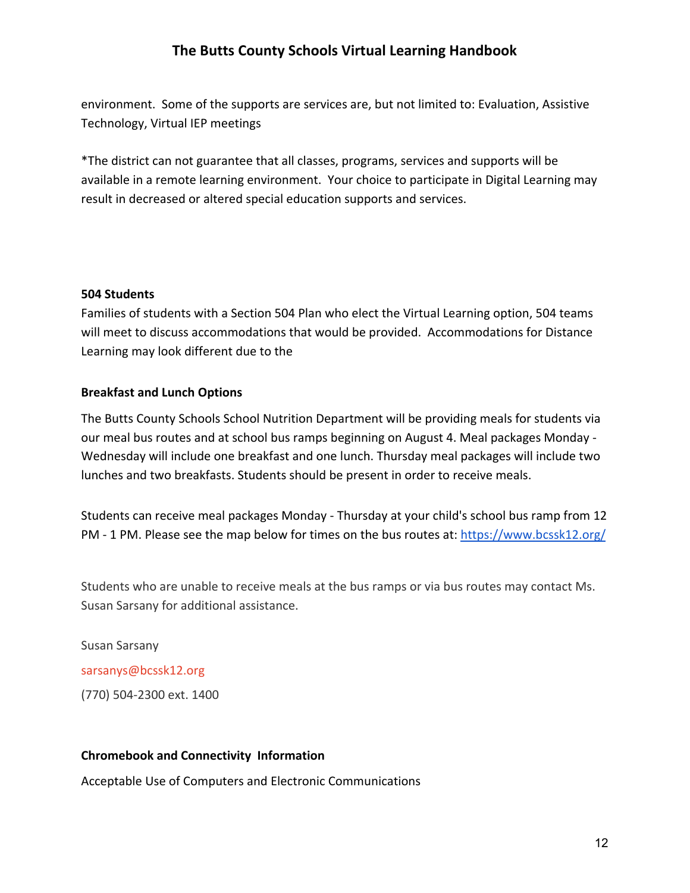environment. Some of the supports are services are, but not limited to: Evaluation, Assistive Technology, Virtual IEP meetings

*The district can not guarantee that all classes, programs, services and supports will be available in a remote learning environment. Your choice to participate in Digital Learning may result in decreased or altered special education supports and services.

**504 Students**

Families of students with a Section 504 Plan who elect the Virtual Learning option, 504 teams will meet to discuss accommodations that would be provided. Accommodations for Distance Learning may look different due to the

**Breakfast and Lunch Options**

The Butts County Schools School Nutrition Department will be providing meals for students via our meal bus routes and at school bus ramps beginning on August 4. Meal packages Monday - Wednesday will include one breakfast and one lunch. Thursday meal packages will include two lunches and two breakfasts. Students should be present in order to receive meals.

Students can receive meal packages Monday - Thursday at your child's school bus ramp from 12 PM - 1 PM. Please see the map below for times on the bus routes at: [https://www.bcssk12.org/](https://www.bcssk12.org/)

Students who are unable to receive meals at the bus ramps or via bus routes may contact Ms. Susan Sarsany for additional assistance.

Susan Sarsany

sarsanys@bcssk12.org

(770) 504-2300 ext. 1400

**Chromebook and Connectivity Information**

Acceptable Use of Computers and Electronic Communications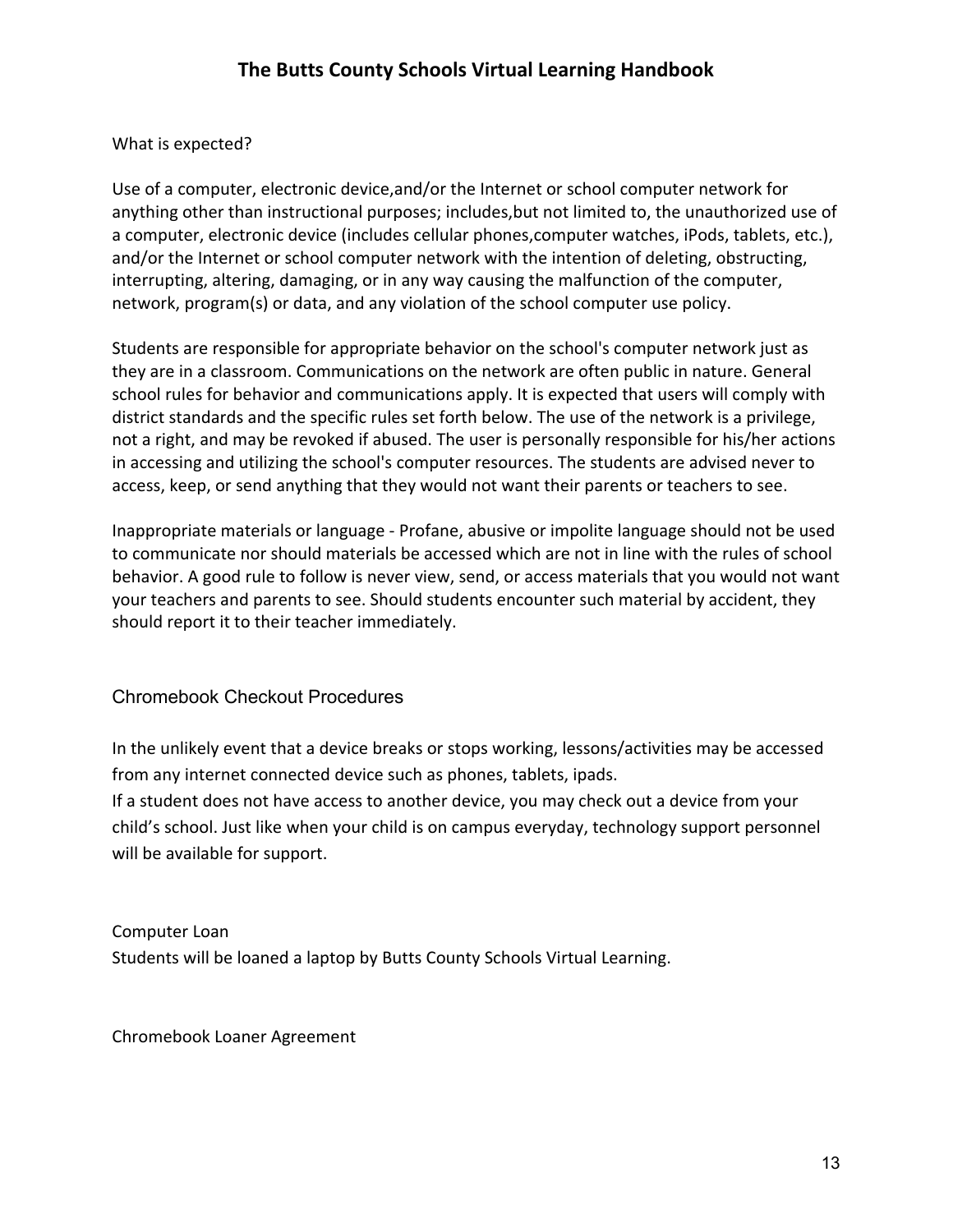What is expected?

Use of a computer, electronic device,and/or the Internet or school computer network for anything other than instructional purposes; includes,but not limited to, the unauthorized use of a computer, electronic device (includes cellular phones,computer watches, iPods, tablets, etc.), and/or the Internet or school computer network with the intention of deleting, obstructing, interrupting, altering, damaging, or in any way causing the malfunction of the computer, network, program(s) or data, and any violation of the school computer use policy.

Students are responsible for appropriate behavior on the school's computer network just as they are in a classroom. Communications on the network are often public in nature. General school rules for behavior and communications apply. It is expected that users will comply with district standards and the specific rules set forth below. The use of the network is a privilege, not a right, and may be revoked if abused. The user is personally responsible for his/her actions in accessing and utilizing the school's computer resources. The students are advised never to access, keep, or send anything that they would not want their parents or teachers to see.

Inappropriate materials or language - Profane, abusive or impolite language should not be used to communicate nor should materials be accessed which are not in line with the rules of school behavior. A good rule to follow is never view, send, or access materials that you would not want your teachers and parents to see. Should students encounter such material by accident, they should report it to their teacher immediately.

## Chromebook Checkout Procedures

In the unlikely event that a device breaks or stops working, lessons/activities may be accessed from any internet connected device such as phones, tablets, ipads.
If a student does not have access to another device, you may check out a device from your child's school. Just like when your child is on campus everyday, technology support personnel will be available for support.

Computer Loan
Students will be loaned a laptop by Butts County Schools Virtual Learning.

Chromebook Loaner Agreement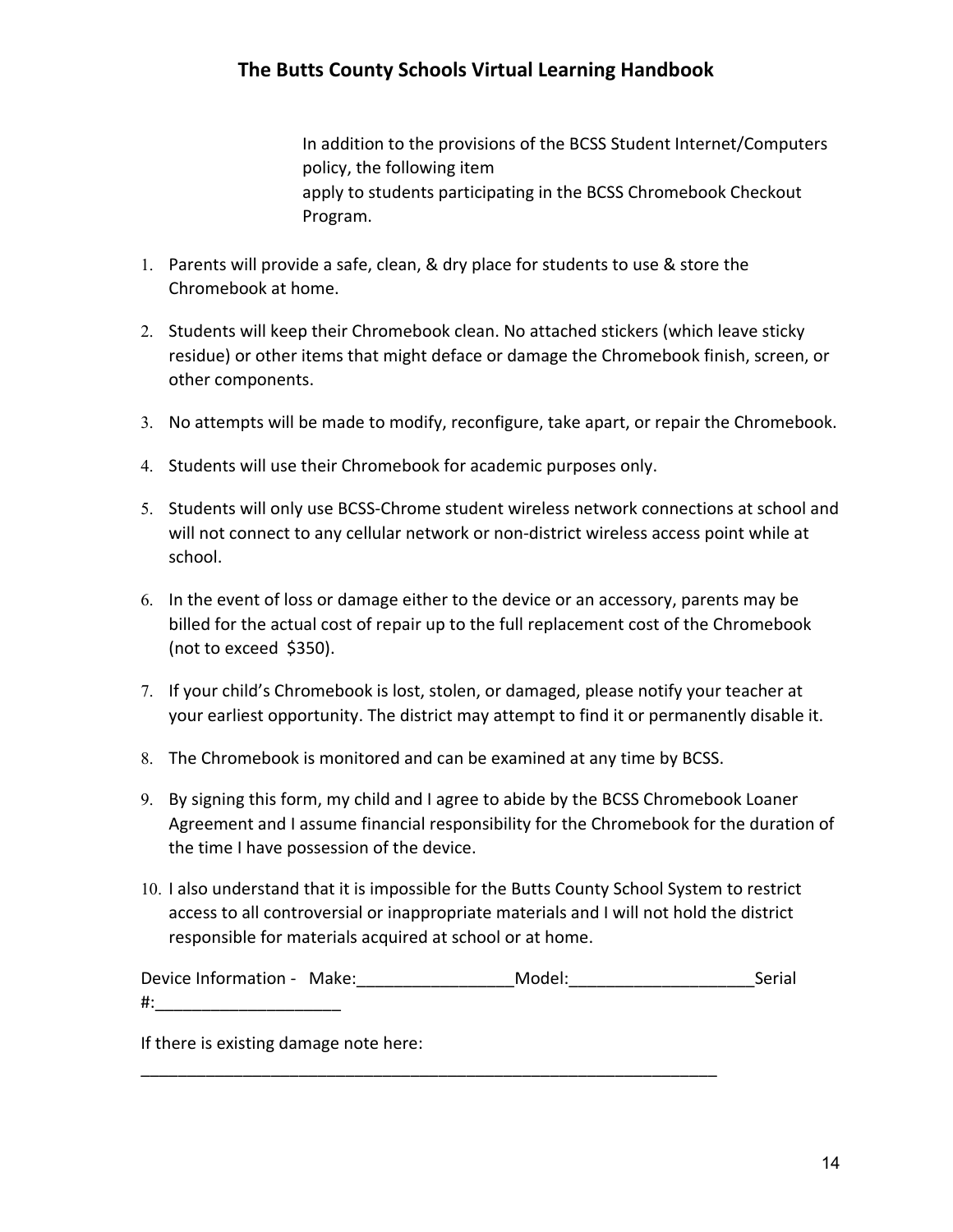In addition to the provisions of the BCSS Student Internet/Computers policy, the following item apply to students participating in the BCSS Chromebook Checkout Program.

1. Parents will provide a safe, clean, & dry place for students to use & store the Chromebook at home.
2. Students will keep their Chromebook clean. No attached stickers (which leave sticky residue) or other items that might deface or damage the Chromebook finish, screen, or other components.
3. No attempts will be made to modify, reconfigure, take apart, or repair the Chromebook.
4. Students will use their Chromebook for academic purposes only.
5. Students will only use BCSS-Chrome student wireless network connections at school and will not connect to any cellular network or non-district wireless access point while at school.
6. In the event of loss or damage either to the device or an accessory, parents may be billed for the actual cost of repair up to the full replacement cost of the Chromebook (not to exceed $350).
7. If your child's Chromebook is lost, stolen, or damaged, please notify your teacher at your earliest opportunity. The district may attempt to find it or permanently disable it.
8. The Chromebook is monitored and can be examined at any time by BCSS.
9. By signing this form, my child and I agree to abide by the BCSS Chromebook Loaner Agreement and I assume financial responsibility for the Chromebook for the duration of the time I have possession of the device.
10. I also understand that it is impossible for the Butts County School System to restrict access to all controversial or inappropriate materials and I will not hold the district responsible for materials acquired at school or at home.

Device Information - Make:_________________Model:____________________Serial #:____________________

If there is existing damage note here:
_________________________________________________________________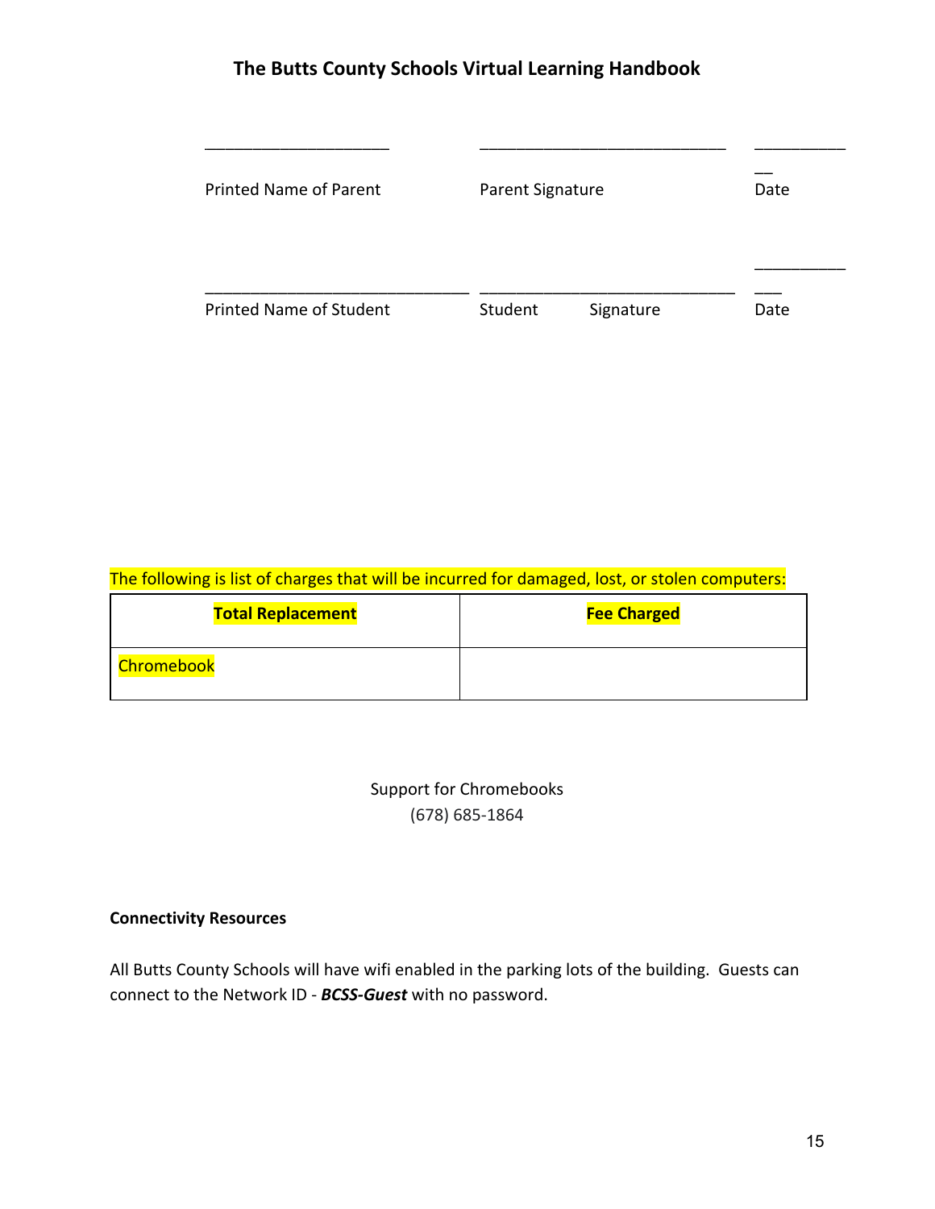\_\_\_\_\_\_\_\_\_\_\_\_\_\_\_\_\_\_\_\_ \_\_\_\_\_\_\_\_\_\_\_\_\_\_\_\_\_\_\_\_\_\_\_\_\_\_\_ \_\_\_\_\_\_\_\_\_\_\_\_

Printed Name of Parent Parent Signature Date

\_\_\_\_\_\_\_\_\_\_\_\_\_\_\_\_\_\_\_\_\_\_\_\_\_\_\_\_\_ \_\_\_\_\_\_\_\_\_\_\_\_\_\_\_\_\_\_\_\_\_\_\_\_\_\_\_\_ \_\_\_\_\_\_\_\_\_\_\_\_\_

Printed Name of Student Student Signature Date

The following is list of charges that will be incurred for damaged, lost, or stolen computers:

| **Total Replacement** | **Fee Charged** |
|---|---|
| Chromebook | |

Support for Chromebooks
(678) 685-1864

**Connectivity Resources**

All Butts County Schools will have wifi enabled in the parking lots of the building. Guests can connect to the Network ID - ***BCSS-Guest*** with no password.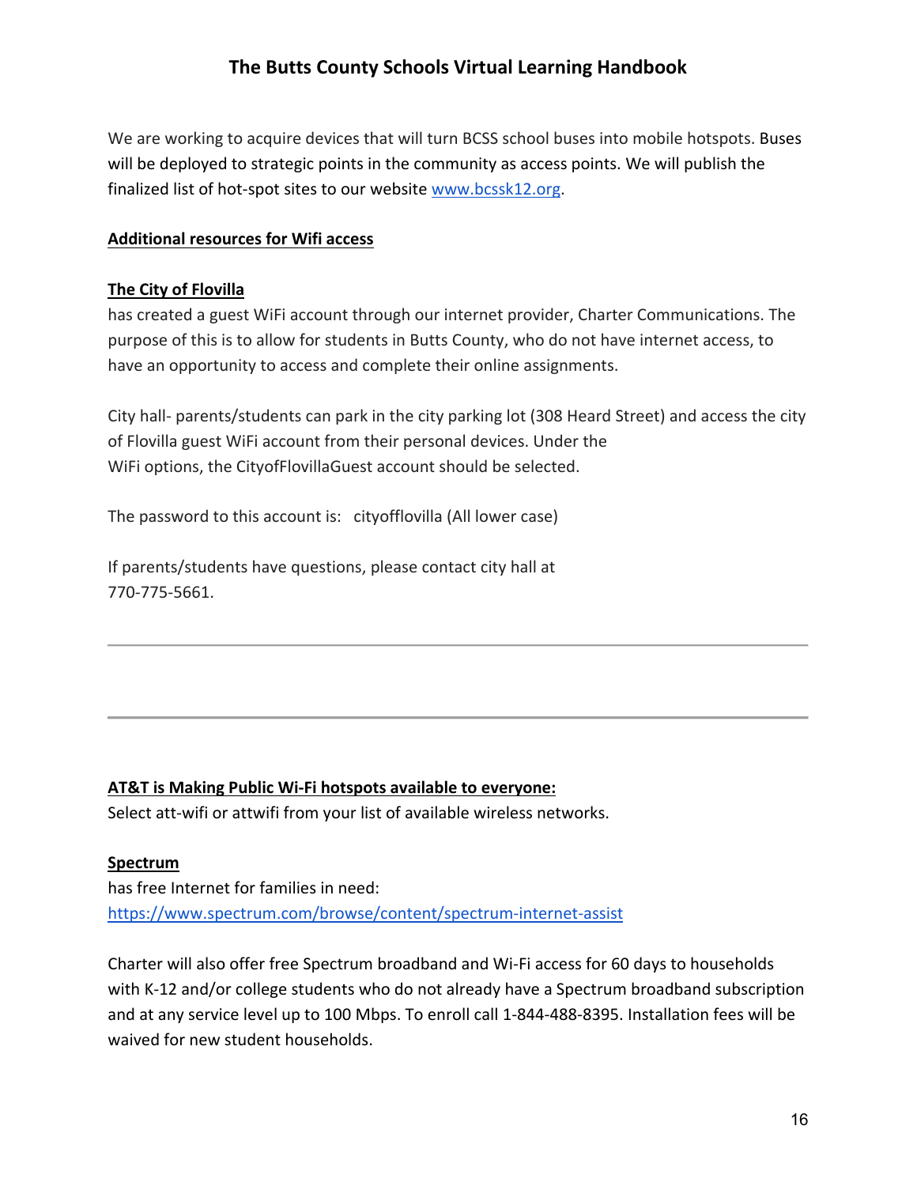We are working to acquire devices that will turn BCSS school buses into mobile hotspots. Buses will be deployed to strategic points in the community as access points. We will publish the finalized list of hot-spot sites to our website [www.bcssk12.org](http://www.bcssk12.org).

**Additional resources for Wifi access**

**The City of Flovilla**
has created a guest WiFi account through our internet provider, Charter Communications. The purpose of this is to allow for students in Butts County, who do not have internet access, to have an opportunity to access and complete their online assignments.

City hall- parents/students can park in the city parking lot (308 Heard Street) and access the city of Flovilla guest WiFi account from their personal devices. Under the WiFi options, the CityofFlovillaGuest account should be selected.

The password to this account is: cityofflovilla (All lower case)

If parents/students have questions, please contact city hall at 770-775-5661.

---

---

**AT&T is Making Public Wi-Fi hotspots available to everyone:**
Select att-wifi or attwifi from your list of available wireless networks.

**Spectrum**
has free Internet for families in need:
[https://www.spectrum.com/browse/content/spectrum-internet-assist](https://www.spectrum.com/browse/content/spectrum-internet-assist)

Charter will also offer free Spectrum broadband and Wi-Fi access for 60 days to households with K-12 and/or college students who do not already have a Spectrum broadband subscription and at any service level up to 100 Mbps. To enroll call 1-844-488-8395. Installation fees will be waived for new student households.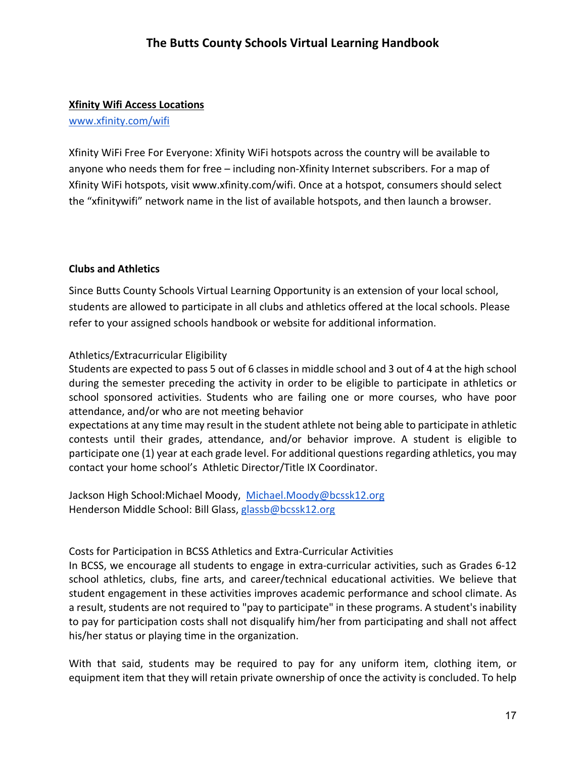### Xfinity Wifi Access Locations

www.xfinity.com/wifi

Xfinity WiFi Free For Everyone: Xfinity WiFi hotspots across the country will be available to anyone who needs them for free – including non-Xfinity Internet subscribers. For a map of Xfinity WiFi hotspots, visit www.xfinity.com/wifi. Once at a hotspot, consumers should select the "xfinitywifi" network name in the list of available hotspots, and then launch a browser.

### Clubs and Athletics

Since Butts County Schools Virtual Learning Opportunity is an extension of your local school, students are allowed to participate in all clubs and athletics offered at the local schools. Please refer to your assigned schools handbook or website for additional information.

Athletics/Extracurricular Eligibility

Students are expected to pass 5 out of 6 classes in middle school and 3 out of 4 at the high school during the semester preceding the activity in order to be eligible to participate in athletics or school sponsored activities. Students who are failing one or more courses, who have poor attendance, and/or who are not meeting behavior expectations at any time may result in the student athlete not being able to participate in athletic contests until their grades, attendance, and/or behavior improve. A student is eligible to participate one (1) year at each grade level. For additional questions regarding athletics, you may contact your home school's Athletic Director/Title IX Coordinator.

Jackson High School:Michael Moody, Michael.Moody@bcssk12.org
Henderson Middle School: Bill Glass, glassb@bcssk12.org

Costs for Participation in BCSS Athletics and Extra-Curricular Activities

In BCSS, we encourage all students to engage in extra-curricular activities, such as Grades 6-12 school athletics, clubs, fine arts, and career/technical educational activities. We believe that student engagement in these activities improves academic performance and school climate. As a result, students are not required to "pay to participate" in these programs. A student's inability to pay for participation costs shall not disqualify him/her from participating and shall not affect his/her status or playing time in the organization.

With that said, students may be required to pay for any uniform item, clothing item, or equipment item that they will retain private ownership of once the activity is concluded. To help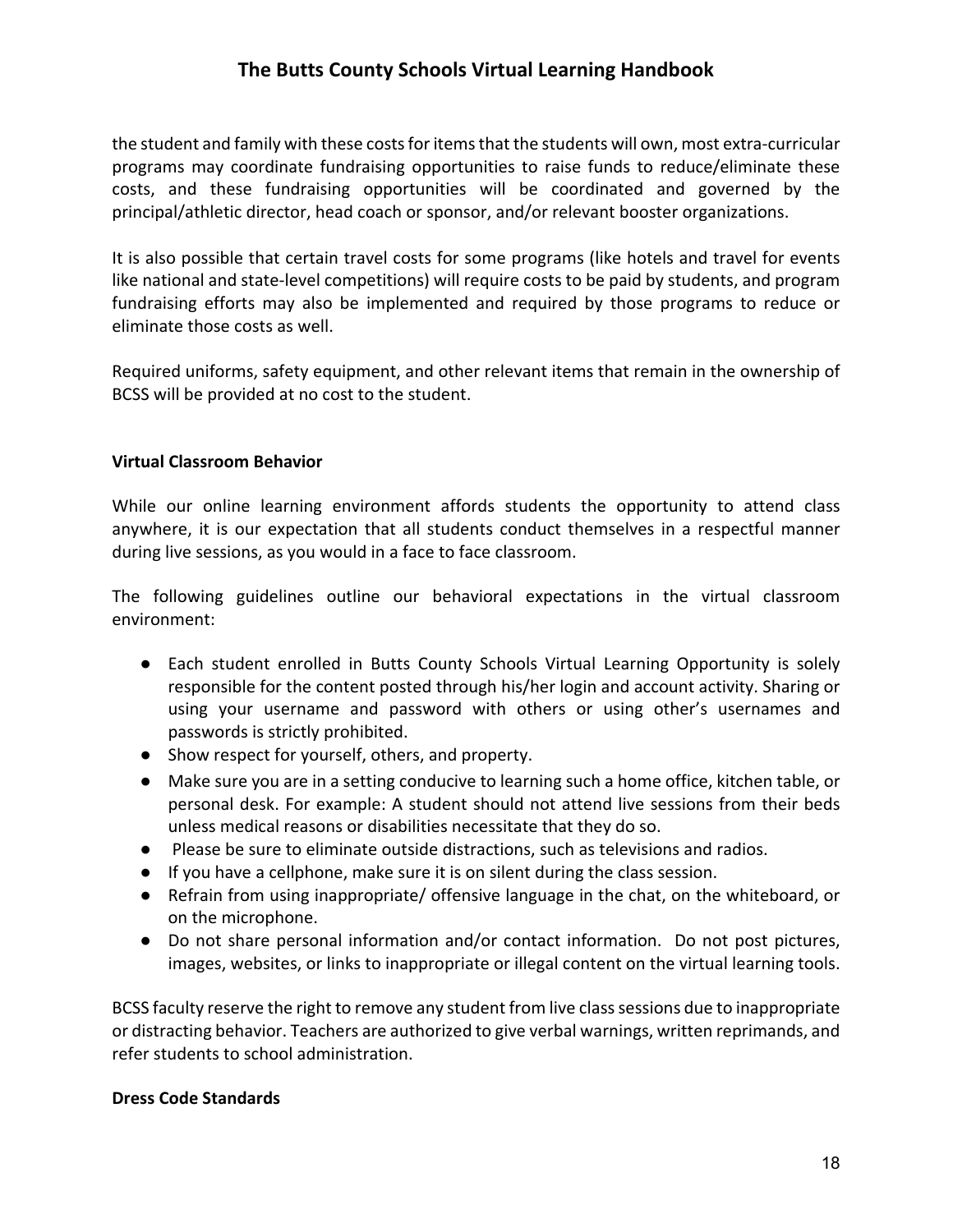the student and family with these costs for items that the students will own, most extra-curricular programs may coordinate fundraising opportunities to raise funds to reduce/eliminate these costs, and these fundraising opportunities will be coordinated and governed by the principal/athletic director, head coach or sponsor, and/or relevant booster organizations.

It is also possible that certain travel costs for some programs (like hotels and travel for events like national and state-level competitions) will require costs to be paid by students, and program fundraising efforts may also be implemented and required by those programs to reduce or eliminate those costs as well.

Required uniforms, safety equipment, and other relevant items that remain in the ownership of BCSS will be provided at no cost to the student.

**Virtual Classroom Behavior**

While our online learning environment affords students the opportunity to attend class anywhere, it is our expectation that all students conduct themselves in a respectful manner during live sessions, as you would in a face to face classroom.

The following guidelines outline our behavioral expectations in the virtual classroom environment:

- Each student enrolled in Butts County Schools Virtual Learning Opportunity is solely responsible for the content posted through his/her login and account activity. Sharing or using your username and password with others or using other's usernames and passwords is strictly prohibited.
- Show respect for yourself, others, and property.
- Make sure you are in a setting conducive to learning such a home office, kitchen table, or personal desk. For example: A student should not attend live sessions from their beds unless medical reasons or disabilities necessitate that they do so.
- Please be sure to eliminate outside distractions, such as televisions and radios.
- If you have a cellphone, make sure it is on silent during the class session.
- Refrain from using inappropriate/ offensive language in the chat, on the whiteboard, or on the microphone.
- Do not share personal information and/or contact information. Do not post pictures, images, websites, or links to inappropriate or illegal content on the virtual learning tools.

BCSS faculty reserve the right to remove any student from live class sessions due to inappropriate or distracting behavior. Teachers are authorized to give verbal warnings, written reprimands, and refer students to school administration.

**Dress Code Standards**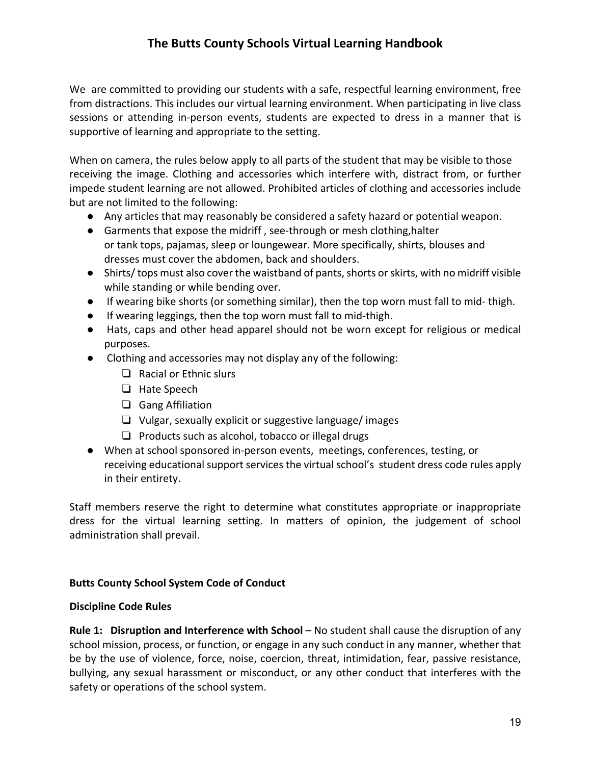We are committed to providing our students with a safe, respectful learning environment, free from distractions. This includes our virtual learning environment. When participating in live class sessions or attending in-person events, students are expected to dress in a manner that is supportive of learning and appropriate to the setting.

When on camera, the rules below apply to all parts of the student that may be visible to those receiving the image. Clothing and accessories which interfere with, distract from, or further impede student learning are not allowed. Prohibited articles of clothing and accessories include but are not limited to the following:

- Any articles that may reasonably be considered a safety hazard or potential weapon.
- Garments that expose the midriff , see-through or mesh clothing,halter or tank tops, pajamas, sleep or loungewear. More specifically, shirts, blouses and dresses must cover the abdomen, back and shoulders.
- Shirts/ tops must also cover the waistband of pants, shorts or skirts, with no midriff visible while standing or while bending over.
- If wearing bike shorts (or something similar), then the top worn must fall to mid- thigh.
- If wearing leggings, then the top worn must fall to mid-thigh.
- Hats, caps and other head apparel should not be worn except for religious or medical purposes.
- Clothing and accessories may not display any of the following:
  - Racial or Ethnic slurs
  - Hate Speech
  - Gang Affiliation
  - Vulgar, sexually explicit or suggestive language/ images
  - Products such as alcohol, tobacco or illegal drugs
- When at school sponsored in-person events, meetings, conferences, testing, or receiving educational support services the virtual school's student dress code rules apply in their entirety.

Staff members reserve the right to determine what constitutes appropriate or inappropriate dress for the virtual learning setting. In matters of opinion, the judgement of school administration shall prevail.

**Butts County School System Code of Conduct**

**Discipline Code Rules**

**Rule 1: Disruption and Interference with School** – No student shall cause the disruption of any school mission, process, or function, or engage in any such conduct in any manner, whether that be by the use of violence, force, noise, coercion, threat, intimidation, fear, passive resistance, bullying, any sexual harassment or misconduct, or any other conduct that interferes with the safety or operations of the school system.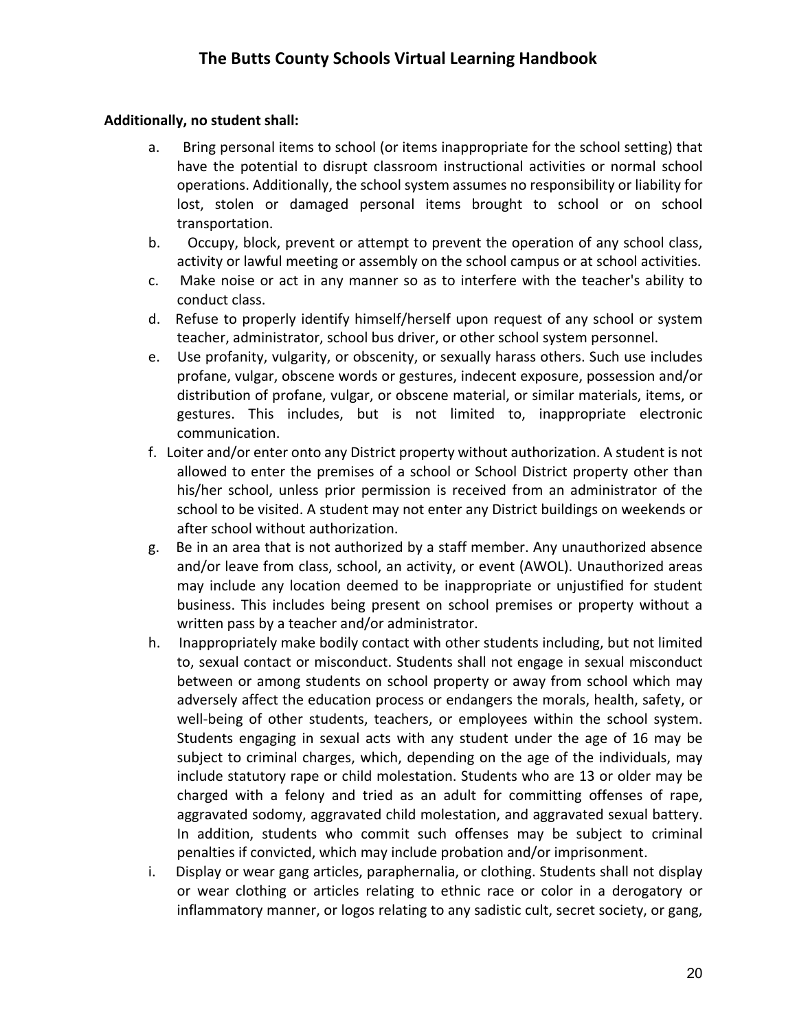**Additionally, no student shall:**

a. Bring personal items to school (or items inappropriate for the school setting) that have the potential to disrupt classroom instructional activities or normal school operations. Additionally, the school system assumes no responsibility or liability for lost, stolen or damaged personal items brought to school or on school transportation.

b. Occupy, block, prevent or attempt to prevent the operation of any school class, activity or lawful meeting or assembly on the school campus or at school activities.

c. Make noise or act in any manner so as to interfere with the teacher's ability to conduct class.

d. Refuse to properly identify himself/herself upon request of any school or system teacher, administrator, school bus driver, or other school system personnel.

e. Use profanity, vulgarity, or obscenity, or sexually harass others. Such use includes profane, vulgar, obscene words or gestures, indecent exposure, possession and/or distribution of profane, vulgar, or obscene material, or similar materials, items, or gestures. This includes, but is not limited to, inappropriate electronic communication.

f. Loiter and/or enter onto any District property without authorization. A student is not allowed to enter the premises of a school or School District property other than his/her school, unless prior permission is received from an administrator of the school to be visited. A student may not enter any District buildings on weekends or after school without authorization.

g. Be in an area that is not authorized by a staff member. Any unauthorized absence and/or leave from class, school, an activity, or event (AWOL). Unauthorized areas may include any location deemed to be inappropriate or unjustified for student business. This includes being present on school premises or property without a written pass by a teacher and/or administrator.

h. Inappropriately make bodily contact with other students including, but not limited to, sexual contact or misconduct. Students shall not engage in sexual misconduct between or among students on school property or away from school which may adversely affect the education process or endangers the morals, health, safety, or well-being of other students, teachers, or employees within the school system. Students engaging in sexual acts with any student under the age of 16 may be subject to criminal charges, which, depending on the age of the individuals, may include statutory rape or child molestation. Students who are 13 or older may be charged with a felony and tried as an adult for committing offenses of rape, aggravated sodomy, aggravated child molestation, and aggravated sexual battery. In addition, students who commit such offenses may be subject to criminal penalties if convicted, which may include probation and/or imprisonment.

i. Display or wear gang articles, paraphernalia, or clothing. Students shall not display or wear clothing or articles relating to ethnic race or color in a derogatory or inflammatory manner, or logos relating to any sadistic cult, secret society, or gang,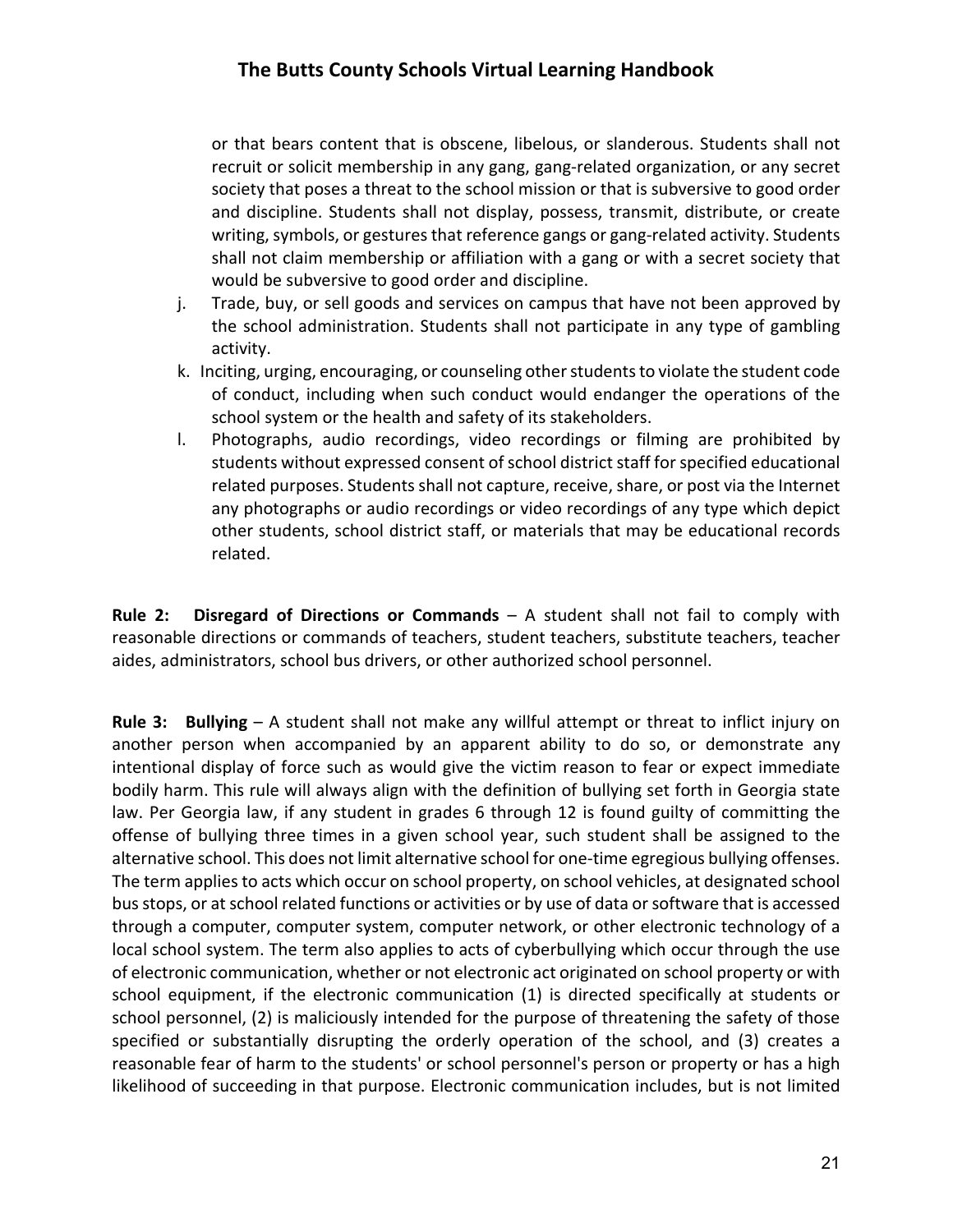or that bears content that is obscene, libelous, or slanderous. Students shall not recruit or solicit membership in any gang, gang-related organization, or any secret society that poses a threat to the school mission or that is subversive to good order and discipline. Students shall not display, possess, transmit, distribute, or create writing, symbols, or gestures that reference gangs or gang-related activity. Students shall not claim membership or affiliation with a gang or with a secret society that would be subversive to good order and discipline.

j. Trade, buy, or sell goods and services on campus that have not been approved by the school administration. Students shall not participate in any type of gambling activity.

k. Inciting, urging, encouraging, or counseling other students to violate the student code of conduct, including when such conduct would endanger the operations of the school system or the health and safety of its stakeholders.

l. Photographs, audio recordings, video recordings or filming are prohibited by students without expressed consent of school district staff for specified educational related purposes. Students shall not capture, receive, share, or post via the Internet any photographs or audio recordings or video recordings of any type which depict other students, school district staff, or materials that may be educational records related.

**Rule 2: Disregard of Directions or Commands** – A student shall not fail to comply with reasonable directions or commands of teachers, student teachers, substitute teachers, teacher aides, administrators, school bus drivers, or other authorized school personnel.

**Rule 3: Bullying** – A student shall not make any willful attempt or threat to inflict injury on another person when accompanied by an apparent ability to do so, or demonstrate any intentional display of force such as would give the victim reason to fear or expect immediate bodily harm. This rule will always align with the definition of bullying set forth in Georgia state law. Per Georgia law, if any student in grades 6 through 12 is found guilty of committing the offense of bullying three times in a given school year, such student shall be assigned to the alternative school. This does not limit alternative school for one-time egregious bullying offenses. The term applies to acts which occur on school property, on school vehicles, at designated school bus stops, or at school related functions or activities or by use of data or software that is accessed through a computer, computer system, computer network, or other electronic technology of a local school system. The term also applies to acts of cyberbullying which occur through the use of electronic communication, whether or not electronic act originated on school property or with school equipment, if the electronic communication (1) is directed specifically at students or school personnel, (2) is maliciously intended for the purpose of threatening the safety of those specified or substantially disrupting the orderly operation of the school, and (3) creates a reasonable fear of harm to the students' or school personnel's person or property or has a high likelihood of succeeding in that purpose. Electronic communication includes, but is not limited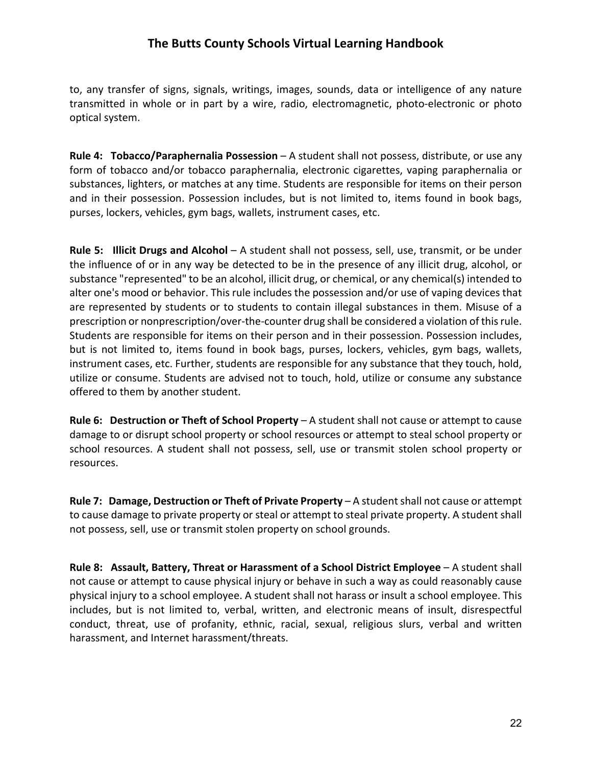to, any transfer of signs, signals, writings, images, sounds, data or intelligence of any nature transmitted in whole or in part by a wire, radio, electromagnetic, photo-electronic or photo optical system.

**Rule 4: Tobacco/Paraphernalia Possession** – A student shall not possess, distribute, or use any form of tobacco and/or tobacco paraphernalia, electronic cigarettes, vaping paraphernalia or substances, lighters, or matches at any time. Students are responsible for items on their person and in their possession. Possession includes, but is not limited to, items found in book bags, purses, lockers, vehicles, gym bags, wallets, instrument cases, etc.

**Rule 5: Illicit Drugs and Alcohol** – A student shall not possess, sell, use, transmit, or be under the influence of or in any way be detected to be in the presence of any illicit drug, alcohol, or substance "represented" to be an alcohol, illicit drug, or chemical, or any chemical(s) intended to alter one's mood or behavior. This rule includes the possession and/or use of vaping devices that are represented by students or to students to contain illegal substances in them. Misuse of a prescription or nonprescription/over-the-counter drug shall be considered a violation of this rule. Students are responsible for items on their person and in their possession. Possession includes, but is not limited to, items found in book bags, purses, lockers, vehicles, gym bags, wallets, instrument cases, etc. Further, students are responsible for any substance that they touch, hold, utilize or consume. Students are advised not to touch, hold, utilize or consume any substance offered to them by another student.

**Rule 6: Destruction or Theft of School Property** – A student shall not cause or attempt to cause damage to or disrupt school property or school resources or attempt to steal school property or school resources. A student shall not possess, sell, use or transmit stolen school property or resources.

**Rule 7: Damage, Destruction or Theft of Private Property** – A student shall not cause or attempt to cause damage to private property or steal or attempt to steal private property. A student shall not possess, sell, use or transmit stolen property on school grounds.

**Rule 8: Assault, Battery, Threat or Harassment of a School District Employee** – A student shall not cause or attempt to cause physical injury or behave in such a way as could reasonably cause physical injury to a school employee. A student shall not harass or insult a school employee. This includes, but is not limited to, verbal, written, and electronic means of insult, disrespectful conduct, threat, use of profanity, ethnic, racial, sexual, religious slurs, verbal and written harassment, and Internet harassment/threats.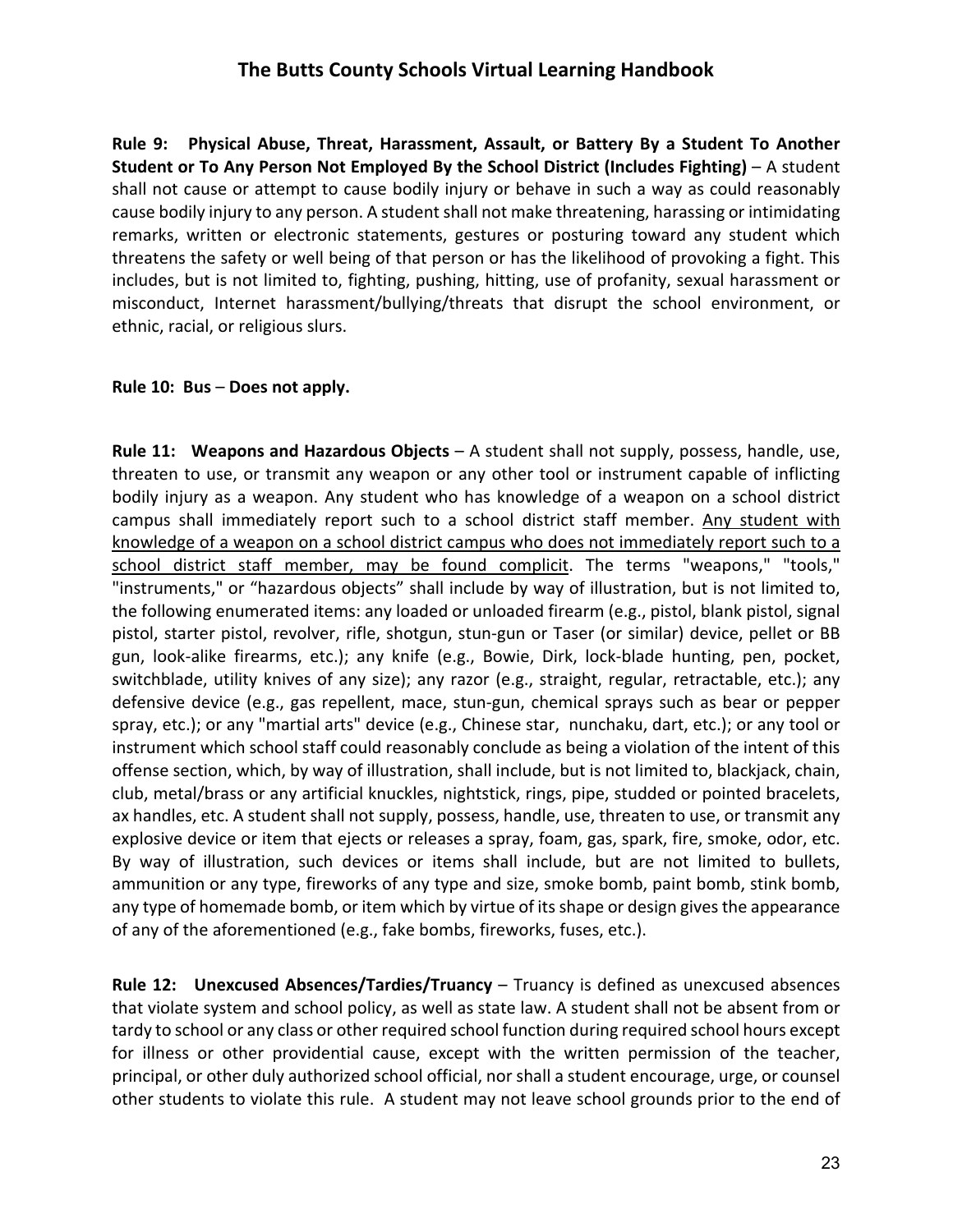**Rule 9: Physical Abuse, Threat, Harassment, Assault, or Battery By a Student To Another Student or To Any Person Not Employed By the School District (Includes Fighting)** – A student shall not cause or attempt to cause bodily injury or behave in such a way as could reasonably cause bodily injury to any person. A student shall not make threatening, harassing or intimidating remarks, written or electronic statements, gestures or posturing toward any student which threatens the safety or well being of that person or has the likelihood of provoking a fight. This includes, but is not limited to, fighting, pushing, hitting, use of profanity, sexual harassment or misconduct, Internet harassment/bullying/threats that disrupt the school environment, or ethnic, racial, or religious slurs.

**Rule 10: Bus – Does not apply.**

**Rule 11: Weapons and Hazardous Objects** – A student shall not supply, possess, handle, use, threaten to use, or transmit any weapon or any other tool or instrument capable of inflicting bodily injury as a weapon. Any student who has knowledge of a weapon on a school district campus shall immediately report such to a school district staff member. <u>Any student with knowledge of a weapon on a school district campus who does not immediately report such to a school district staff member, may be found complicit</u>. The terms "weapons," "tools," "instruments," or "hazardous objects" shall include by way of illustration, but is not limited to, the following enumerated items: any loaded or unloaded firearm (e.g., pistol, blank pistol, signal pistol, starter pistol, revolver, rifle, shotgun, stun-gun or Taser (or similar) device, pellet or BB gun, look-alike firearms, etc.); any knife (e.g., Bowie, Dirk, lock-blade hunting, pen, pocket, switchblade, utility knives of any size); any razor (e.g., straight, regular, retractable, etc.); any defensive device (e.g., gas repellent, mace, stun-gun, chemical sprays such as bear or pepper spray, etc.); or any "martial arts" device (e.g., Chinese star, nunchaku, dart, etc.); or any tool or instrument which school staff could reasonably conclude as being a violation of the intent of this offense section, which, by way of illustration, shall include, but is not limited to, blackjack, chain, club, metal/brass or any artificial knuckles, nightstick, rings, pipe, studded or pointed bracelets, ax handles, etc. A student shall not supply, possess, handle, use, threaten to use, or transmit any explosive device or item that ejects or releases a spray, foam, gas, spark, fire, smoke, odor, etc. By way of illustration, such devices or items shall include, but are not limited to bullets, ammunition or any type, fireworks of any type and size, smoke bomb, paint bomb, stink bomb, any type of homemade bomb, or item which by virtue of its shape or design gives the appearance of any of the aforementioned (e.g., fake bombs, fireworks, fuses, etc.).

**Rule 12: Unexcused Absences/Tardies/Truancy** – Truancy is defined as unexcused absences that violate system and school policy, as well as state law. A student shall not be absent from or tardy to school or any class or other required school function during required school hours except for illness or other providential cause, except with the written permission of the teacher, principal, or other duly authorized school official, nor shall a student encourage, urge, or counsel other students to violate this rule. A student may not leave school grounds prior to the end of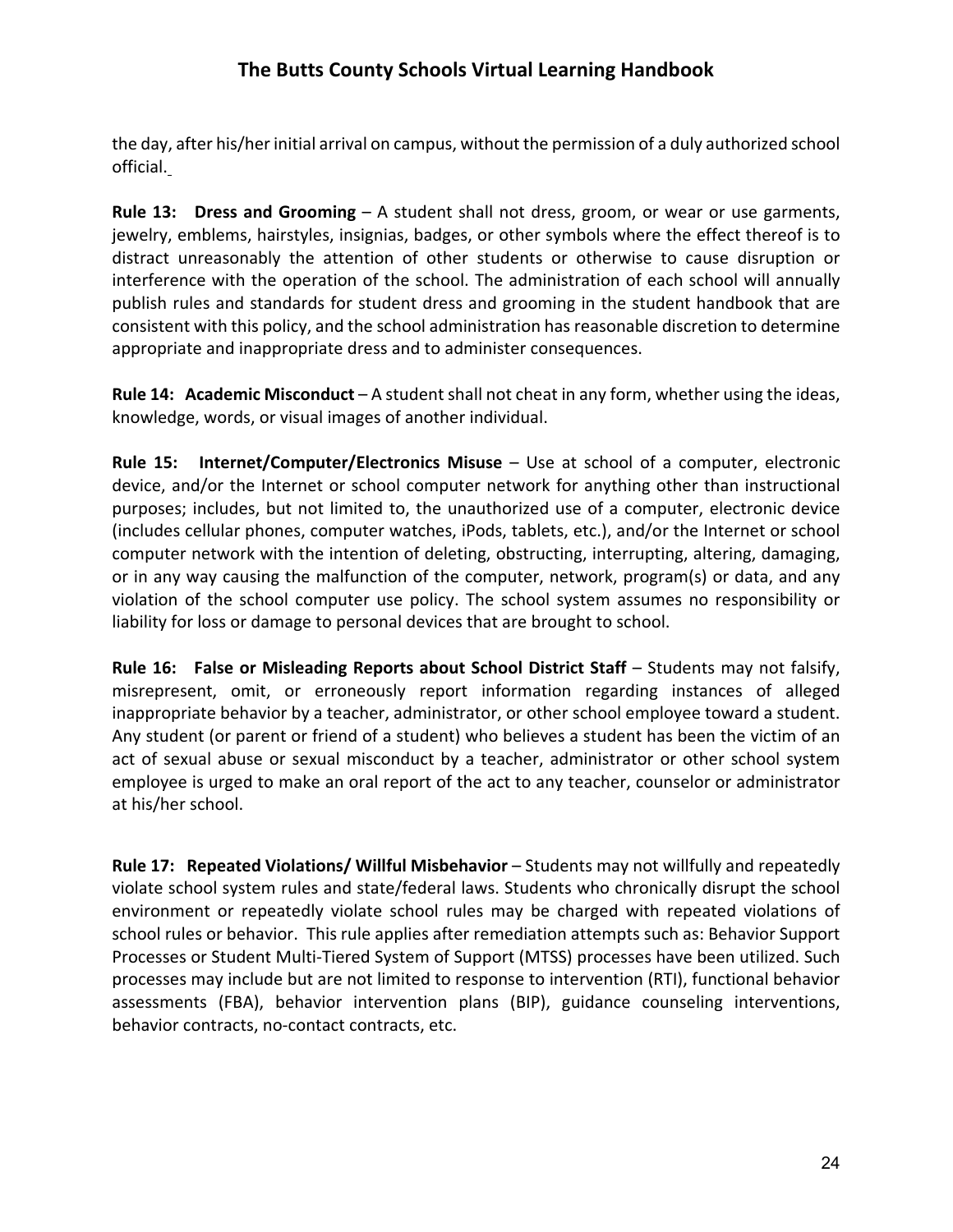the day, after his/her initial arrival on campus, without the permission of a duly authorized school official.

**Rule 13: Dress and Grooming** – A student shall not dress, groom, or wear or use garments, jewelry, emblems, hairstyles, insignias, badges, or other symbols where the effect thereof is to distract unreasonably the attention of other students or otherwise to cause disruption or interference with the operation of the school. The administration of each school will annually publish rules and standards for student dress and grooming in the student handbook that are consistent with this policy, and the school administration has reasonable discretion to determine appropriate and inappropriate dress and to administer consequences.

**Rule 14: Academic Misconduct** – A student shall not cheat in any form, whether using the ideas, knowledge, words, or visual images of another individual.

**Rule 15: Internet/Computer/Electronics Misuse** – Use at school of a computer, electronic device, and/or the Internet or school computer network for anything other than instructional purposes; includes, but not limited to, the unauthorized use of a computer, electronic device (includes cellular phones, computer watches, iPods, tablets, etc.), and/or the Internet or school computer network with the intention of deleting, obstructing, interrupting, altering, damaging, or in any way causing the malfunction of the computer, network, program(s) or data, and any violation of the school computer use policy. The school system assumes no responsibility or liability for loss or damage to personal devices that are brought to school.

**Rule 16: False or Misleading Reports about School District Staff** – Students may not falsify, misrepresent, omit, or erroneously report information regarding instances of alleged inappropriate behavior by a teacher, administrator, or other school employee toward a student. Any student (or parent or friend of a student) who believes a student has been the victim of an act of sexual abuse or sexual misconduct by a teacher, administrator or other school system employee is urged to make an oral report of the act to any teacher, counselor or administrator at his/her school.

**Rule 17: Repeated Violations/ Willful Misbehavior** – Students may not willfully and repeatedly violate school system rules and state/federal laws. Students who chronically disrupt the school environment or repeatedly violate school rules may be charged with repeated violations of school rules or behavior. This rule applies after remediation attempts such as: Behavior Support Processes or Student Multi-Tiered System of Support (MTSS) processes have been utilized. Such processes may include but are not limited to response to intervention (RTI), functional behavior assessments (FBA), behavior intervention plans (BIP), guidance counseling interventions, behavior contracts, no-contact contracts, etc.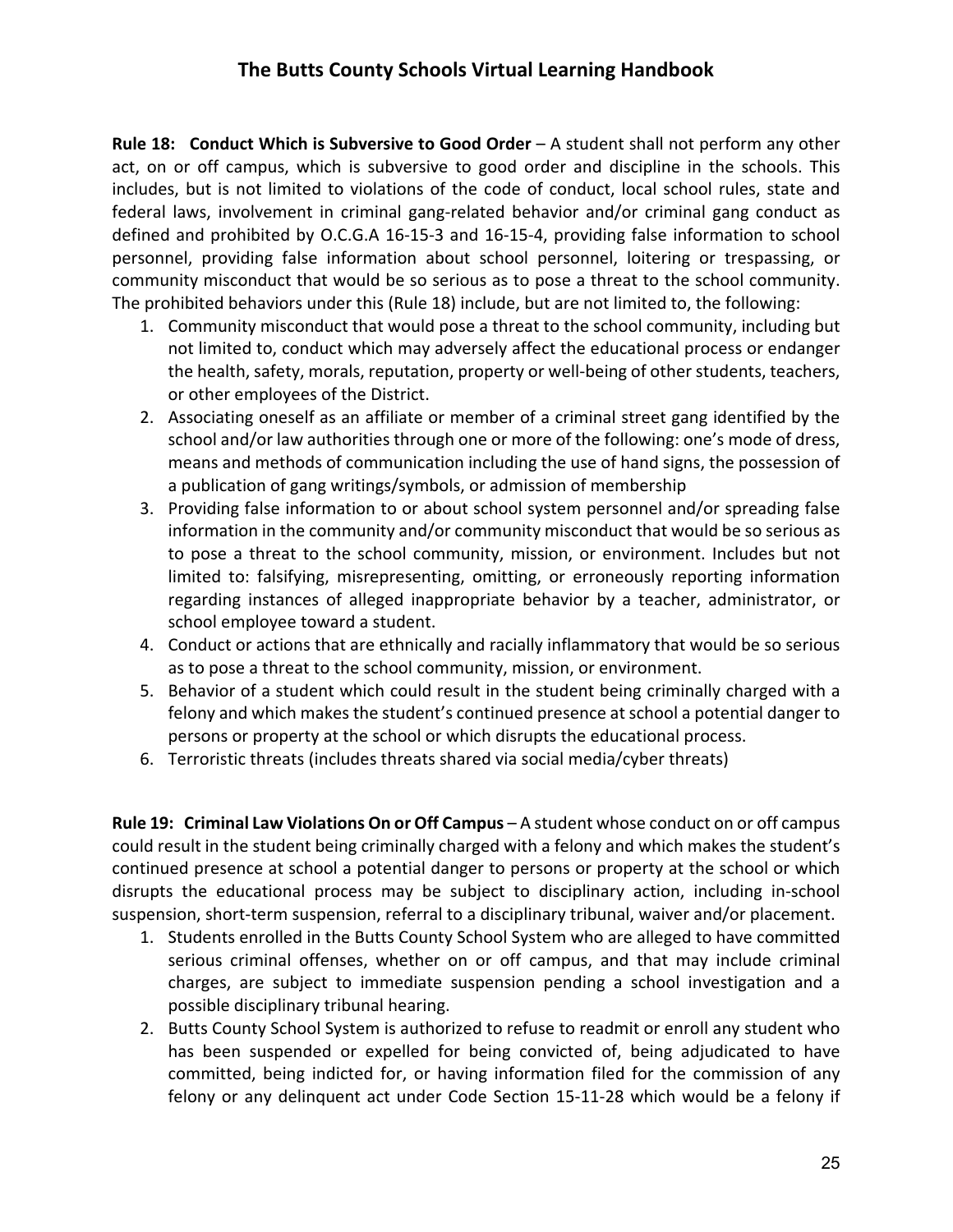**Rule 18: Conduct Which is Subversive to Good Order** – A student shall not perform any other act, on or off campus, which is subversive to good order and discipline in the schools. This includes, but is not limited to violations of the code of conduct, local school rules, state and federal laws, involvement in criminal gang-related behavior and/or criminal gang conduct as defined and prohibited by O.C.G.A 16-15-3 and 16-15-4, providing false information to school personnel, providing false information about school personnel, loitering or trespassing, or community misconduct that would be so serious as to pose a threat to the school community. The prohibited behaviors under this (Rule 18) include, but are not limited to, the following:

1. Community misconduct that would pose a threat to the school community, including but not limited to, conduct which may adversely affect the educational process or endanger the health, safety, morals, reputation, property or well-being of other students, teachers, or other employees of the District.
2. Associating oneself as an affiliate or member of a criminal street gang identified by the school and/or law authorities through one or more of the following: one's mode of dress, means and methods of communication including the use of hand signs, the possession of a publication of gang writings/symbols, or admission of membership
3. Providing false information to or about school system personnel and/or spreading false information in the community and/or community misconduct that would be so serious as to pose a threat to the school community, mission, or environment. Includes but not limited to: falsifying, misrepresenting, omitting, or erroneously reporting information regarding instances of alleged inappropriate behavior by a teacher, administrator, or school employee toward a student.
4. Conduct or actions that are ethnically and racially inflammatory that would be so serious as to pose a threat to the school community, mission, or environment.
5. Behavior of a student which could result in the student being criminally charged with a felony and which makes the student's continued presence at school a potential danger to persons or property at the school or which disrupts the educational process.
6. Terroristic threats (includes threats shared via social media/cyber threats)

**Rule 19: Criminal Law Violations On or Off Campus** – A student whose conduct on or off campus could result in the student being criminally charged with a felony and which makes the student's continued presence at school a potential danger to persons or property at the school or which disrupts the educational process may be subject to disciplinary action, including in-school suspension, short-term suspension, referral to a disciplinary tribunal, waiver and/or placement.

1. Students enrolled in the Butts County School System who are alleged to have committed serious criminal offenses, whether on or off campus, and that may include criminal charges, are subject to immediate suspension pending a school investigation and a possible disciplinary tribunal hearing.
2. Butts County School System is authorized to refuse to readmit or enroll any student who has been suspended or expelled for being convicted of, being adjudicated to have committed, being indicted for, or having information filed for the commission of any felony or any delinquent act under Code Section 15-11-28 which would be a felony if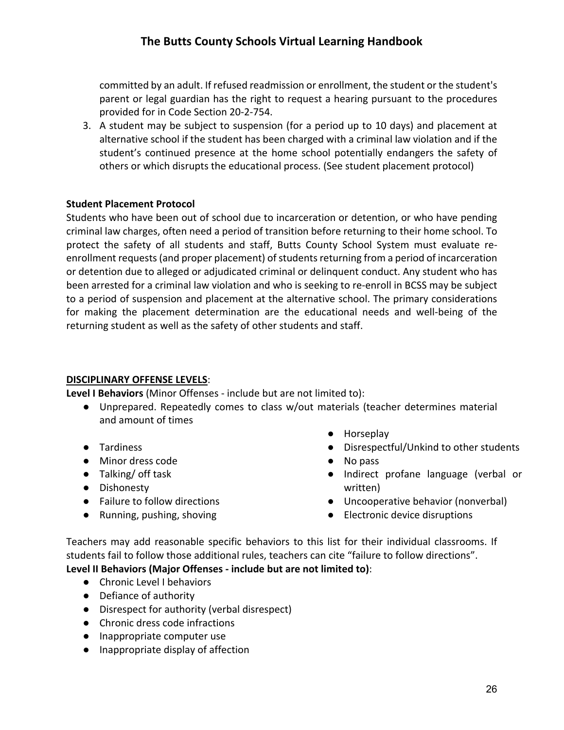committed by an adult. If refused readmission or enrollment, the student or the student's parent or legal guardian has the right to request a hearing pursuant to the procedures provided for in Code Section 20-2-754.

3. A student may be subject to suspension (for a period up to 10 days) and placement at alternative school if the student has been charged with a criminal law violation and if the student's continued presence at the home school potentially endangers the safety of others or which disrupts the educational process. (See student placement protocol)

**Student Placement Protocol**

Students who have been out of school due to incarceration or detention, or who have pending criminal law charges, often need a period of transition before returning to their home school. To protect the safety of all students and staff, Butts County School System must evaluate re-enrollment requests (and proper placement) of students returning from a period of incarceration or detention due to alleged or adjudicated criminal or delinquent conduct. Any student who has been arrested for a criminal law violation and who is seeking to re-enroll in BCSS may be subject to a period of suspension and placement at the alternative school. The primary considerations for making the placement determination are the educational needs and well-being of the returning student as well as the safety of other students and staff.

**<u>DISCIPLINARY OFFENSE LEVELS</u>**:

**Level I Behaviors** (Minor Offenses - include but are not limited to):

- Unprepared. Repeatedly comes to class w/out materials (teacher determines material and amount of times
- Tardiness
- Minor dress code
- Talking/ off task
- Dishonesty
- Failure to follow directions
- Running, pushing, shoving
- Horseplay
- Disrespectful/Unkind to other students
- No pass
- Indirect profane language (verbal or written)
- Uncooperative behavior (nonverbal)
- Electronic device disruptions

Teachers may add reasonable specific behaviors to this list for their individual classrooms. If students fail to follow those additional rules, teachers can cite "failure to follow directions".

**Level II Behaviors (Major Offenses - include but are not limited to)**:

- Chronic Level I behaviors
- Defiance of authority
- Disrespect for authority (verbal disrespect)
- Chronic dress code infractions
- Inappropriate computer use
- Inappropriate display of affection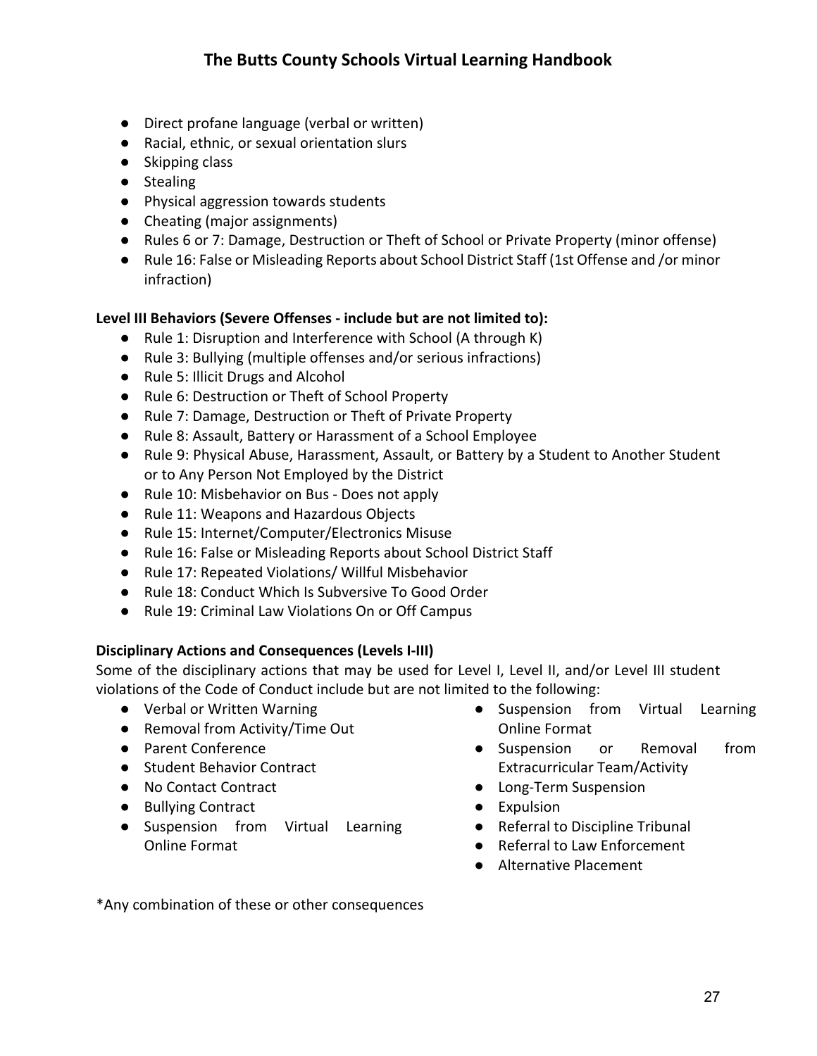- Direct profane language (verbal or written)
- Racial, ethnic, or sexual orientation slurs
- Skipping class
- Stealing
- Physical aggression towards students
- Cheating (major assignments)
- Rules 6 or 7: Damage, Destruction or Theft of School or Private Property (minor offense)
- Rule 16: False or Misleading Reports about School District Staff (1st Offense and /or minor infraction)

**Level III Behaviors (Severe Offenses - include but are not limited to):**

- Rule 1: Disruption and Interference with School (A through K)
- Rule 3: Bullying (multiple offenses and/or serious infractions)
- Rule 5: Illicit Drugs and Alcohol
- Rule 6: Destruction or Theft of School Property
- Rule 7: Damage, Destruction or Theft of Private Property
- Rule 8: Assault, Battery or Harassment of a School Employee
- Rule 9: Physical Abuse, Harassment, Assault, or Battery by a Student to Another Student or to Any Person Not Employed by the District
- Rule 10: Misbehavior on Bus - Does not apply
- Rule 11: Weapons and Hazardous Objects
- Rule 15: Internet/Computer/Electronics Misuse
- Rule 16: False or Misleading Reports about School District Staff
- Rule 17: Repeated Violations/ Willful Misbehavior
- Rule 18: Conduct Which Is Subversive To Good Order
- Rule 19: Criminal Law Violations On or Off Campus

**Disciplinary Actions and Consequences (Levels I-III)**

Some of the disciplinary actions that may be used for Level I, Level II, and/or Level III student violations of the Code of Conduct include but are not limited to the following:

- Verbal or Written Warning
- Removal from Activity/Time Out
- Parent Conference
- Student Behavior Contract
- No Contact Contract
- Bullying Contract
- Suspension from Virtual Learning Online Format
- Suspension from Virtual Learning Online Format
- Suspension or Removal from Extracurricular Team/Activity
- Long-Term Suspension
- Expulsion
- Referral to Discipline Tribunal
- Referral to Law Enforcement
- Alternative Placement

*Any combination of these or other consequences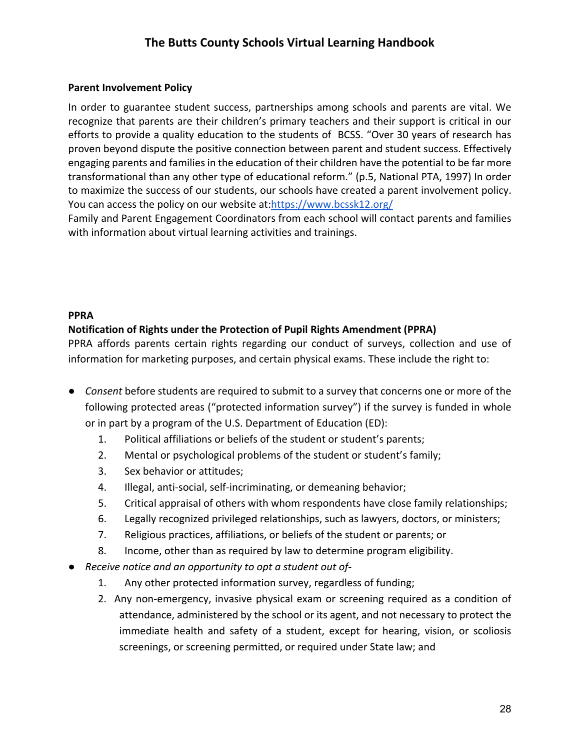**Parent Involvement Policy**

In order to guarantee student success, partnerships among schools and parents are vital. We recognize that parents are their children's primary teachers and their support is critical in our efforts to provide a quality education to the students of BCSS. "Over 30 years of research has proven beyond dispute the positive connection between parent and student success. Effectively engaging parents and families in the education of their children have the potential to be far more transformational than any other type of educational reform." (p.5, National PTA, 1997) In order to maximize the success of our students, our schools have created a parent involvement policy. You can access the policy on our website at:[https://www.bcssk12.org/](https://www.bcssk12.org/)

Family and Parent Engagement Coordinators from each school will contact parents and families with information about virtual learning activities and trainings.

**PPRA**

**Notification of Rights under the Protection of Pupil Rights Amendment (PPRA)**

PPRA affords parents certain rights regarding our conduct of surveys, collection and use of information for marketing purposes, and certain physical exams. These include the right to:

- *Consent* before students are required to submit to a survey that concerns one or more of the following protected areas ("protected information survey") if the survey is funded in whole or in part by a program of the U.S. Department of Education (ED):
  1. Political affiliations or beliefs of the student or student's parents;
  2. Mental or psychological problems of the student or student's family;
  3. Sex behavior or attitudes;
  4. Illegal, anti-social, self-incriminating, or demeaning behavior;
  5. Critical appraisal of others with whom respondents have close family relationships;
  6. Legally recognized privileged relationships, such as lawyers, doctors, or ministers;
  7. Religious practices, affiliations, or beliefs of the student or parents; or
  8. Income, other than as required by law to determine program eligibility.
- *Receive notice and an opportunity to opt a student out of-*
  1. Any other protected information survey, regardless of funding;
  2. Any non-emergency, invasive physical exam or screening required as a condition of attendance, administered by the school or its agent, and not necessary to protect the immediate health and safety of a student, except for hearing, vision, or scoliosis screenings, or screening permitted, or required under State law; and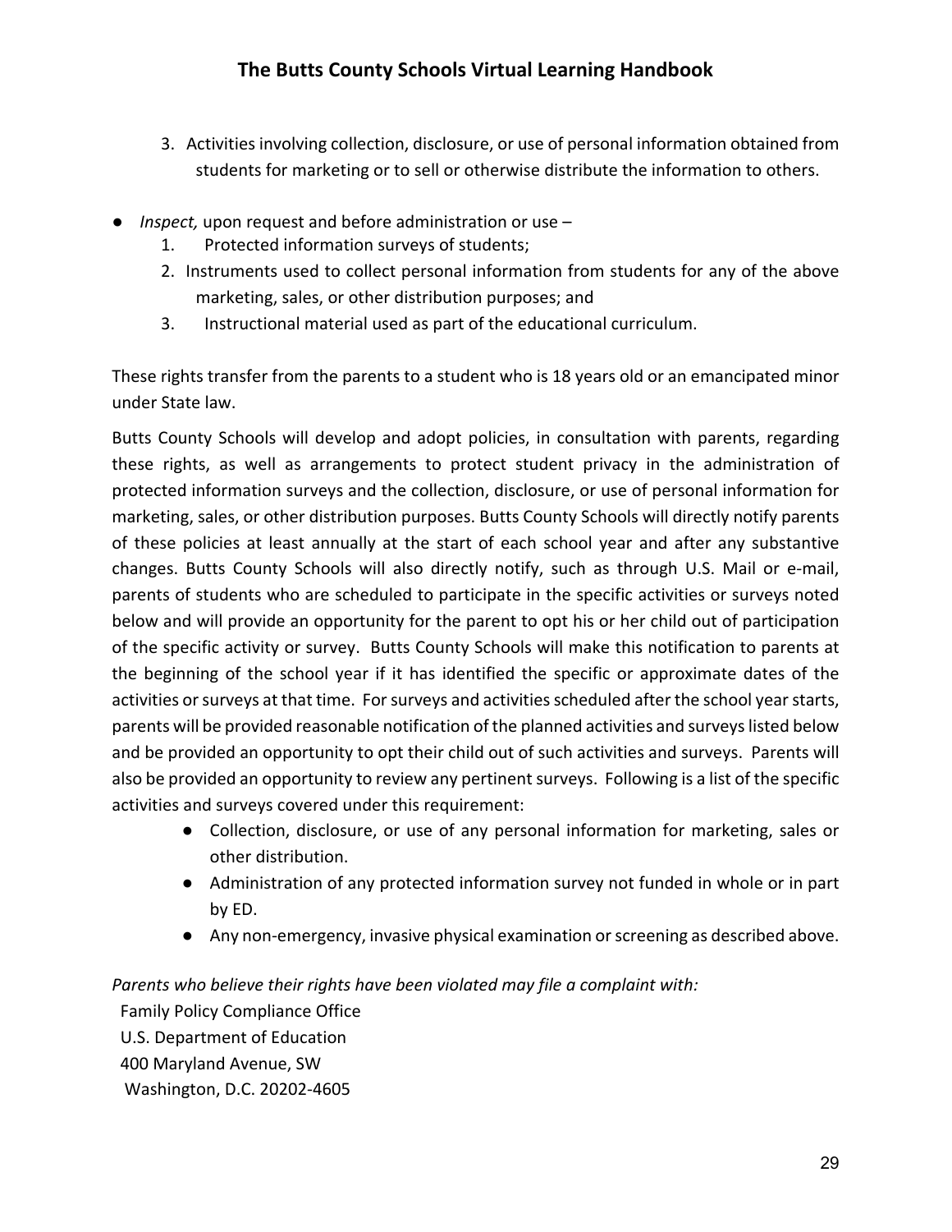3. Activities involving collection, disclosure, or use of personal information obtained from students for marketing or to sell or otherwise distribute the information to others.

- *Inspect,* upon request and before administration or use –
    1. Protected information surveys of students;
    2. Instruments used to collect personal information from students for any of the above marketing, sales, or other distribution purposes; and
    3. Instructional material used as part of the educational curriculum.

These rights transfer from the parents to a student who is 18 years old or an emancipated minor under State law.

Butts County Schools will develop and adopt policies, in consultation with parents, regarding these rights, as well as arrangements to protect student privacy in the administration of protected information surveys and the collection, disclosure, or use of personal information for marketing, sales, or other distribution purposes. Butts County Schools will directly notify parents of these policies at least annually at the start of each school year and after any substantive changes. Butts County Schools will also directly notify, such as through U.S. Mail or e-mail, parents of students who are scheduled to participate in the specific activities or surveys noted below and will provide an opportunity for the parent to opt his or her child out of participation of the specific activity or survey. Butts County Schools will make this notification to parents at the beginning of the school year if it has identified the specific or approximate dates of the activities or surveys at that time. For surveys and activities scheduled after the school year starts, parents will be provided reasonable notification of the planned activities and surveys listed below and be provided an opportunity to opt their child out of such activities and surveys. Parents will also be provided an opportunity to review any pertinent surveys. Following is a list of the specific activities and surveys covered under this requirement:

- Collection, disclosure, or use of any personal information for marketing, sales or other distribution.
- Administration of any protected information survey not funded in whole or in part by ED.
- Any non-emergency, invasive physical examination or screening as described above.

*Parents who believe their rights have been violated may file a complaint with:*

Family Policy Compliance Office
U.S. Department of Education
400 Maryland Avenue, SW
Washington, D.C. 20202-4605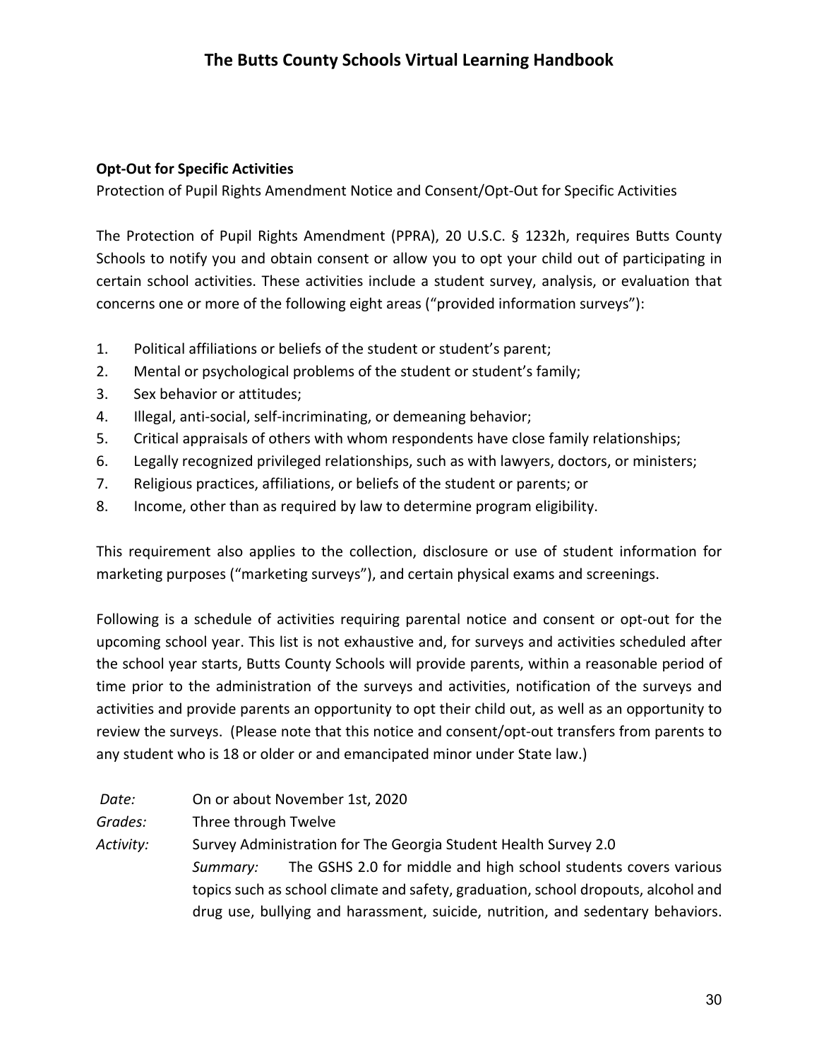**Opt-Out for Specific Activities**

Protection of Pupil Rights Amendment Notice and Consent/Opt-Out for Specific Activities

The Protection of Pupil Rights Amendment (PPRA), 20 U.S.C. § 1232h, requires Butts County Schools to notify you and obtain consent or allow you to opt your child out of participating in certain school activities. These activities include a student survey, analysis, or evaluation that concerns one or more of the following eight areas ("provided information surveys"):

1. Political affiliations or beliefs of the student or student's parent;
2. Mental or psychological problems of the student or student's family;
3. Sex behavior or attitudes;
4. Illegal, anti-social, self-incriminating, or demeaning behavior;
5. Critical appraisals of others with whom respondents have close family relationships;
6. Legally recognized privileged relationships, such as with lawyers, doctors, or ministers;
7. Religious practices, affiliations, or beliefs of the student or parents; or
8. Income, other than as required by law to determine program eligibility.

This requirement also applies to the collection, disclosure or use of student information for marketing purposes ("marketing surveys"), and certain physical exams and screenings.

Following is a schedule of activities requiring parental notice and consent or opt-out for the upcoming school year. This list is not exhaustive and, for surveys and activities scheduled after the school year starts, Butts County Schools will provide parents, within a reasonable period of time prior to the administration of the surveys and activities, notification of the surveys and activities and provide parents an opportunity to opt their child out, as well as an opportunity to review the surveys. (Please note that this notice and consent/opt-out transfers from parents to any student who is 18 or older or and emancipated minor under State law.)

*Date:* On or about November 1st, 2020

*Grades:* Three through Twelve

*Activity:* Survey Administration for The Georgia Student Health Survey 2.0

*Summary:* The GSHS 2.0 for middle and high school students covers various topics such as school climate and safety, graduation, school dropouts, alcohol and drug use, bullying and harassment, suicide, nutrition, and sedentary behaviors.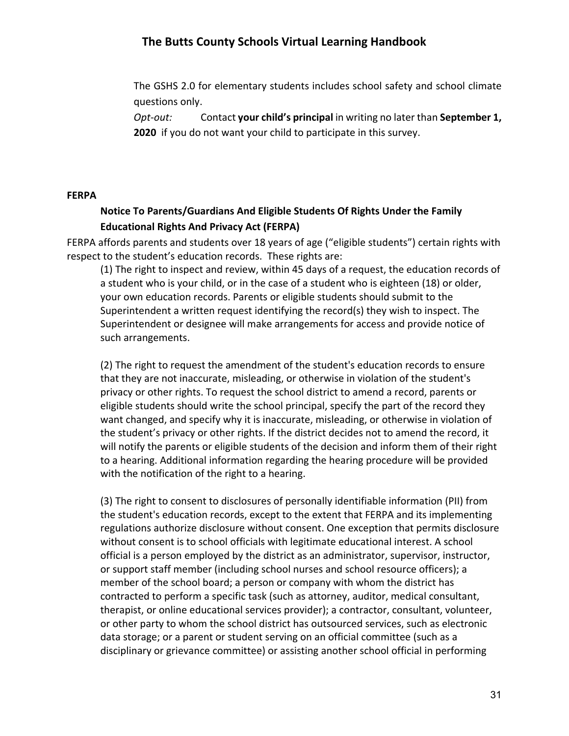The GSHS 2.0 for elementary students includes school safety and school climate questions only.

*Opt-out:* Contact **your child's principal** in writing no later than **September 1, 2020** if you do not want your child to participate in this survey.

**FERPA**

**Notice To Parents/Guardians And Eligible Students Of Rights Under the Family Educational Rights And Privacy Act (FERPA)**

FERPA affords parents and students over 18 years of age ("eligible students") certain rights with respect to the student's education records. These rights are:

(1) The right to inspect and review, within 45 days of a request, the education records of a student who is your child, or in the case of a student who is eighteen (18) or older, your own education records. Parents or eligible students should submit to the Superintendent a written request identifying the record(s) they wish to inspect. The Superintendent or designee will make arrangements for access and provide notice of such arrangements.

(2) The right to request the amendment of the student's education records to ensure that they are not inaccurate, misleading, or otherwise in violation of the student's privacy or other rights. To request the school district to amend a record, parents or eligible students should write the school principal, specify the part of the record they want changed, and specify why it is inaccurate, misleading, or otherwise in violation of the student's privacy or other rights. If the district decides not to amend the record, it will notify the parents or eligible students of the decision and inform them of their right to a hearing. Additional information regarding the hearing procedure will be provided with the notification of the right to a hearing.

(3) The right to consent to disclosures of personally identifiable information (PII) from the student's education records, except to the extent that FERPA and its implementing regulations authorize disclosure without consent. One exception that permits disclosure without consent is to school officials with legitimate educational interest. A school official is a person employed by the district as an administrator, supervisor, instructor, or support staff member (including school nurses and school resource officers); a member of the school board; a person or company with whom the district has contracted to perform a specific task (such as attorney, auditor, medical consultant, therapist, or online educational services provider); a contractor, consultant, volunteer, or other party to whom the school district has outsourced services, such as electronic data storage; or a parent or student serving on an official committee (such as a disciplinary or grievance committee) or assisting another school official in performing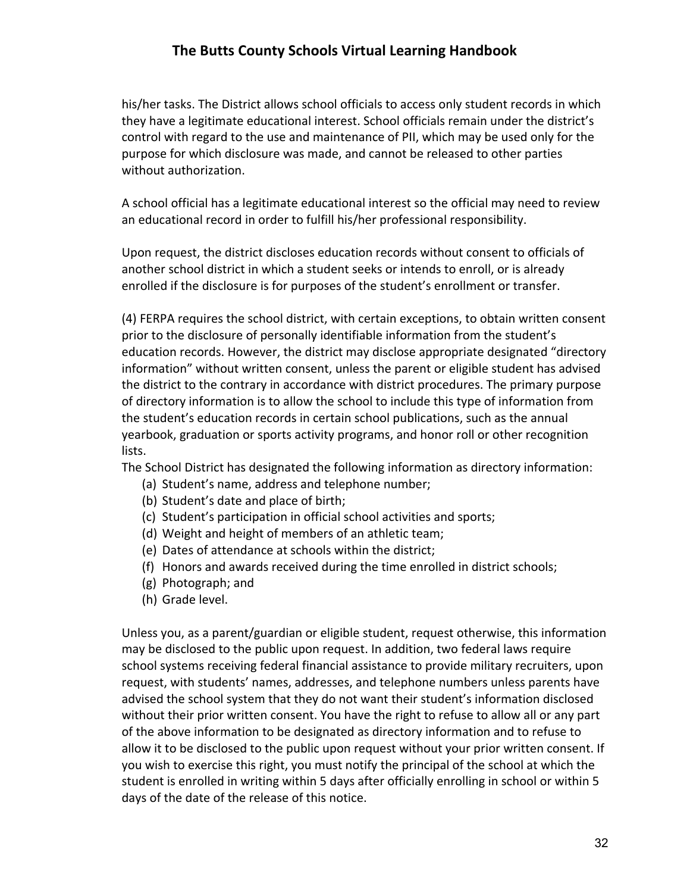his/her tasks. The District allows school officials to access only student records in which they have a legitimate educational interest. School officials remain under the district's control with regard to the use and maintenance of PII, which may be used only for the purpose for which disclosure was made, and cannot be released to other parties without authorization.

A school official has a legitimate educational interest so the official may need to review an educational record in order to fulfill his/her professional responsibility.

Upon request, the district discloses education records without consent to officials of another school district in which a student seeks or intends to enroll, or is already enrolled if the disclosure is for purposes of the student's enrollment or transfer.

(4) FERPA requires the school district, with certain exceptions, to obtain written consent prior to the disclosure of personally identifiable information from the student's education records. However, the district may disclose appropriate designated "directory information" without written consent, unless the parent or eligible student has advised the district to the contrary in accordance with district procedures. The primary purpose of directory information is to allow the school to include this type of information from the student's education records in certain school publications, such as the annual yearbook, graduation or sports activity programs, and honor roll or other recognition lists.

The School District has designated the following information as directory information:

(a) Student's name, address and telephone number;
(b) Student's date and place of birth;
(c) Student's participation in official school activities and sports;
(d) Weight and height of members of an athletic team;
(e) Dates of attendance at schools within the district;
(f) Honors and awards received during the time enrolled in district schools;
(g) Photograph; and
(h) Grade level.

Unless you, as a parent/guardian or eligible student, request otherwise, this information may be disclosed to the public upon request. In addition, two federal laws require school systems receiving federal financial assistance to provide military recruiters, upon request, with students' names, addresses, and telephone numbers unless parents have advised the school system that they do not want their student's information disclosed without their prior written consent. You have the right to refuse to allow all or any part of the above information to be designated as directory information and to refuse to allow it to be disclosed to the public upon request without your prior written consent. If you wish to exercise this right, you must notify the principal of the school at which the student is enrolled in writing within 5 days after officially enrolling in school or within 5 days of the date of the release of this notice.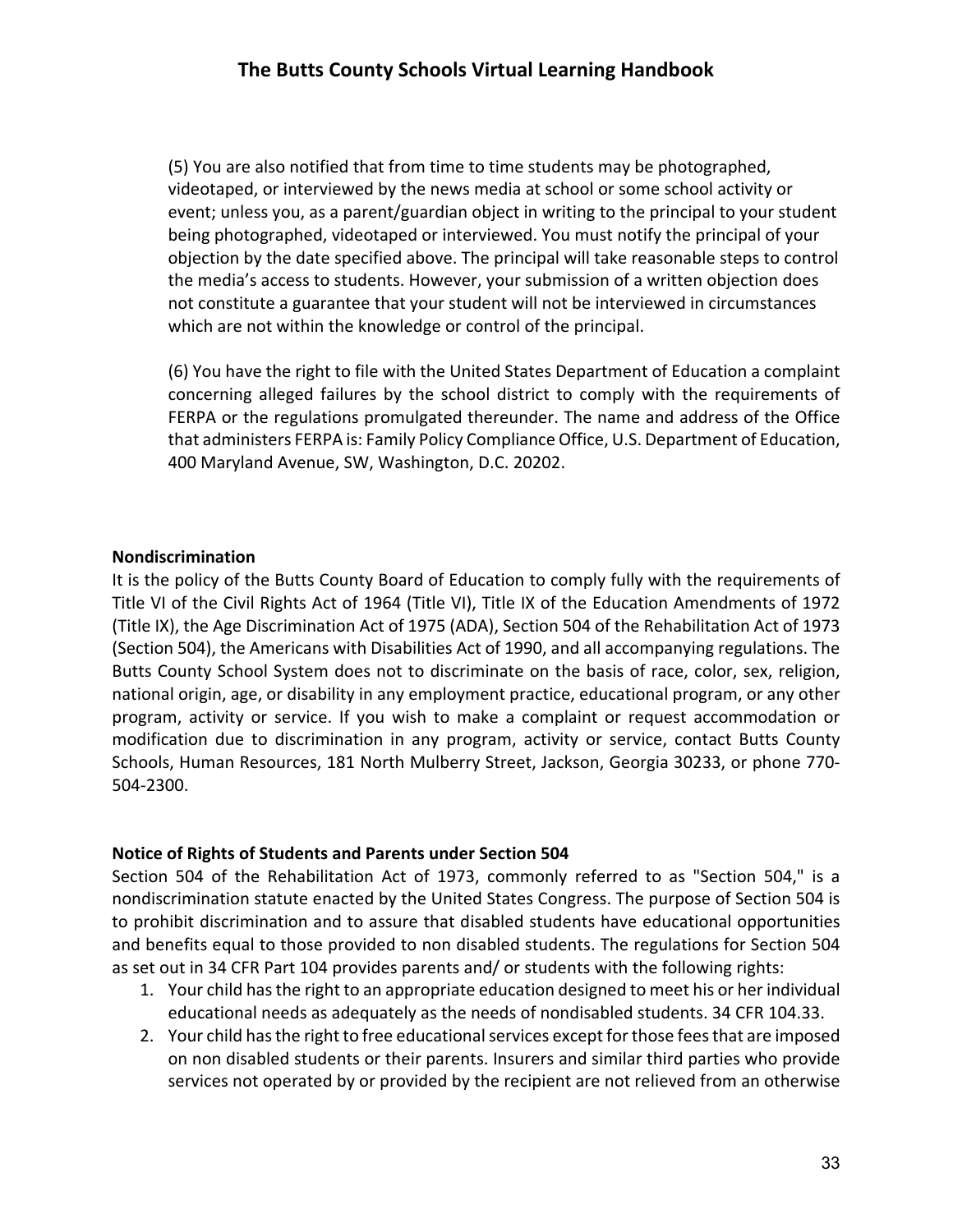(5) You are also notified that from time to time students may be photographed, videotaped, or interviewed by the news media at school or some school activity or event; unless you, as a parent/guardian object in writing to the principal to your student being photographed, videotaped or interviewed. You must notify the principal of your objection by the date specified above. The principal will take reasonable steps to control the media's access to students. However, your submission of a written objection does not constitute a guarantee that your student will not be interviewed in circumstances which are not within the knowledge or control of the principal.

(6) You have the right to file with the United States Department of Education a complaint concerning alleged failures by the school district to comply with the requirements of FERPA or the regulations promulgated thereunder. The name and address of the Office that administers FERPA is: Family Policy Compliance Office, U.S. Department of Education, 400 Maryland Avenue, SW, Washington, D.C. 20202.

**Nondiscrimination**

It is the policy of the Butts County Board of Education to comply fully with the requirements of Title VI of the Civil Rights Act of 1964 (Title VI), Title IX of the Education Amendments of 1972 (Title IX), the Age Discrimination Act of 1975 (ADA), Section 504 of the Rehabilitation Act of 1973 (Section 504), the Americans with Disabilities Act of 1990, and all accompanying regulations. The Butts County School System does not to discriminate on the basis of race, color, sex, religion, national origin, age, or disability in any employment practice, educational program, or any other program, activity or service. If you wish to make a complaint or request accommodation or modification due to discrimination in any program, activity or service, contact Butts County Schools, Human Resources, 181 North Mulberry Street, Jackson, Georgia 30233, or phone 770-504-2300.

**Notice of Rights of Students and Parents under Section 504**

Section 504 of the Rehabilitation Act of 1973, commonly referred to as "Section 504," is a nondiscrimination statute enacted by the United States Congress. The purpose of Section 504 is to prohibit discrimination and to assure that disabled students have educational opportunities and benefits equal to those provided to non disabled students. The regulations for Section 504 as set out in 34 CFR Part 104 provides parents and/ or students with the following rights:

1. Your child has the right to an appropriate education designed to meet his or her individual educational needs as adequately as the needs of nondisabled students. 34 CFR 104.33.
2. Your child has the right to free educational services except for those fees that are imposed on non disabled students or their parents. Insurers and similar third parties who provide services not operated by or provided by the recipient are not relieved from an otherwise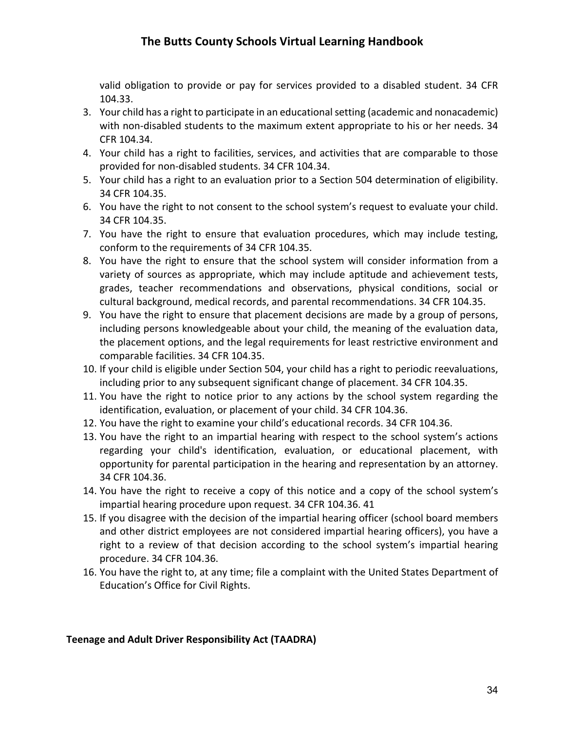valid obligation to provide or pay for services provided to a disabled student. 34 CFR 104.33.

3. Your child has a right to participate in an educational setting (academic and nonacademic) with non-disabled students to the maximum extent appropriate to his or her needs. 34 CFR 104.34.
4. Your child has a right to facilities, services, and activities that are comparable to those provided for non-disabled students. 34 CFR 104.34.
5. Your child has a right to an evaluation prior to a Section 504 determination of eligibility. 34 CFR 104.35.
6. You have the right to not consent to the school system's request to evaluate your child. 34 CFR 104.35.
7. You have the right to ensure that evaluation procedures, which may include testing, conform to the requirements of 34 CFR 104.35.
8. You have the right to ensure that the school system will consider information from a variety of sources as appropriate, which may include aptitude and achievement tests, grades, teacher recommendations and observations, physical conditions, social or cultural background, medical records, and parental recommendations. 34 CFR 104.35.
9. You have the right to ensure that placement decisions are made by a group of persons, including persons knowledgeable about your child, the meaning of the evaluation data, the placement options, and the legal requirements for least restrictive environment and comparable facilities. 34 CFR 104.35.
10. If your child is eligible under Section 504, your child has a right to periodic reevaluations, including prior to any subsequent significant change of placement. 34 CFR 104.35.
11. You have the right to notice prior to any actions by the school system regarding the identification, evaluation, or placement of your child. 34 CFR 104.36.
12. You have the right to examine your child's educational records. 34 CFR 104.36.
13. You have the right to an impartial hearing with respect to the school system's actions regarding your child's identification, evaluation, or educational placement, with opportunity for parental participation in the hearing and representation by an attorney. 34 CFR 104.36.
14. You have the right to receive a copy of this notice and a copy of the school system's impartial hearing procedure upon request. 34 CFR 104.36. 41
15. If you disagree with the decision of the impartial hearing officer (school board members and other district employees are not considered impartial hearing officers), you have a right to a review of that decision according to the school system's impartial hearing procedure. 34 CFR 104.36.
16. You have the right to, at any time; file a complaint with the United States Department of Education's Office for Civil Rights.

**Teenage and Adult Driver Responsibility Act (TAADRA)**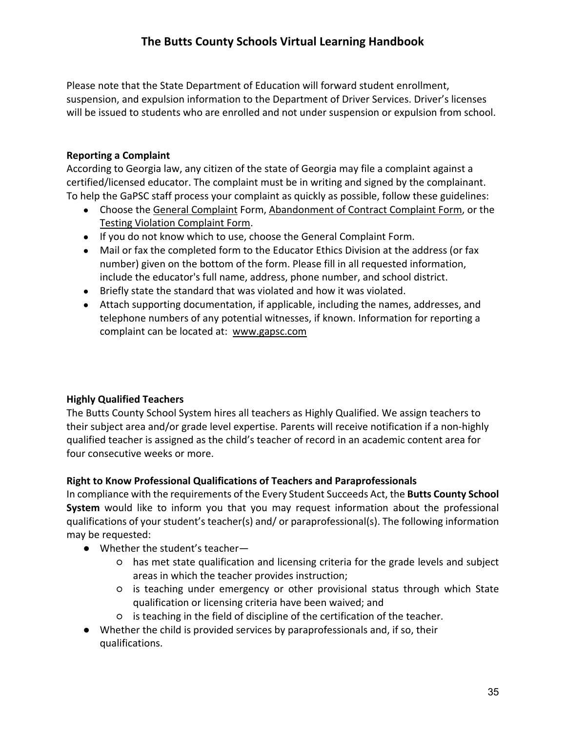Please note that the State Department of Education will forward student enrollment, suspension, and expulsion information to the Department of Driver Services. Driver's licenses will be issued to students who are enrolled and not under suspension or expulsion from school.

**Reporting a Complaint**

According to Georgia law, any citizen of the state of Georgia may file a complaint against a certified/licensed educator. The complaint must be in writing and signed by the complainant. To help the GaPSC staff process your complaint as quickly as possible, follow these guidelines:

- Choose the General Complaint Form, Abandonment of Contract Complaint Form, or the Testing Violation Complaint Form.
- If you do not know which to use, choose the General Complaint Form.
- Mail or fax the completed form to the Educator Ethics Division at the address (or fax number) given on the bottom of the form. Please fill in all requested information, include the educator's full name, address, phone number, and school district.
- Briefly state the standard that was violated and how it was violated.
- Attach supporting documentation, if applicable, including the names, addresses, and telephone numbers of any potential witnesses, if known. Information for reporting a complaint can be located at: www.gapsc.com

**Highly Qualified Teachers**

The Butts County School System hires all teachers as Highly Qualified. We assign teachers to their subject area and/or grade level expertise. Parents will receive notification if a non-highly qualified teacher is assigned as the child's teacher of record in an academic content area for four consecutive weeks or more.

**Right to Know Professional Qualifications of Teachers and Paraprofessionals**

In compliance with the requirements of the Every Student Succeeds Act, the **Butts County School System** would like to inform you that you may request information about the professional qualifications of your student's teacher(s) and/ or paraprofessional(s). The following information may be requested:

- Whether the student's teacher—
    - has met state qualification and licensing criteria for the grade levels and subject areas in which the teacher provides instruction;
    - is teaching under emergency or other provisional status through which State qualification or licensing criteria have been waived; and
    - is teaching in the field of discipline of the certification of the teacher.
- Whether the child is provided services by paraprofessionals and, if so, their qualifications.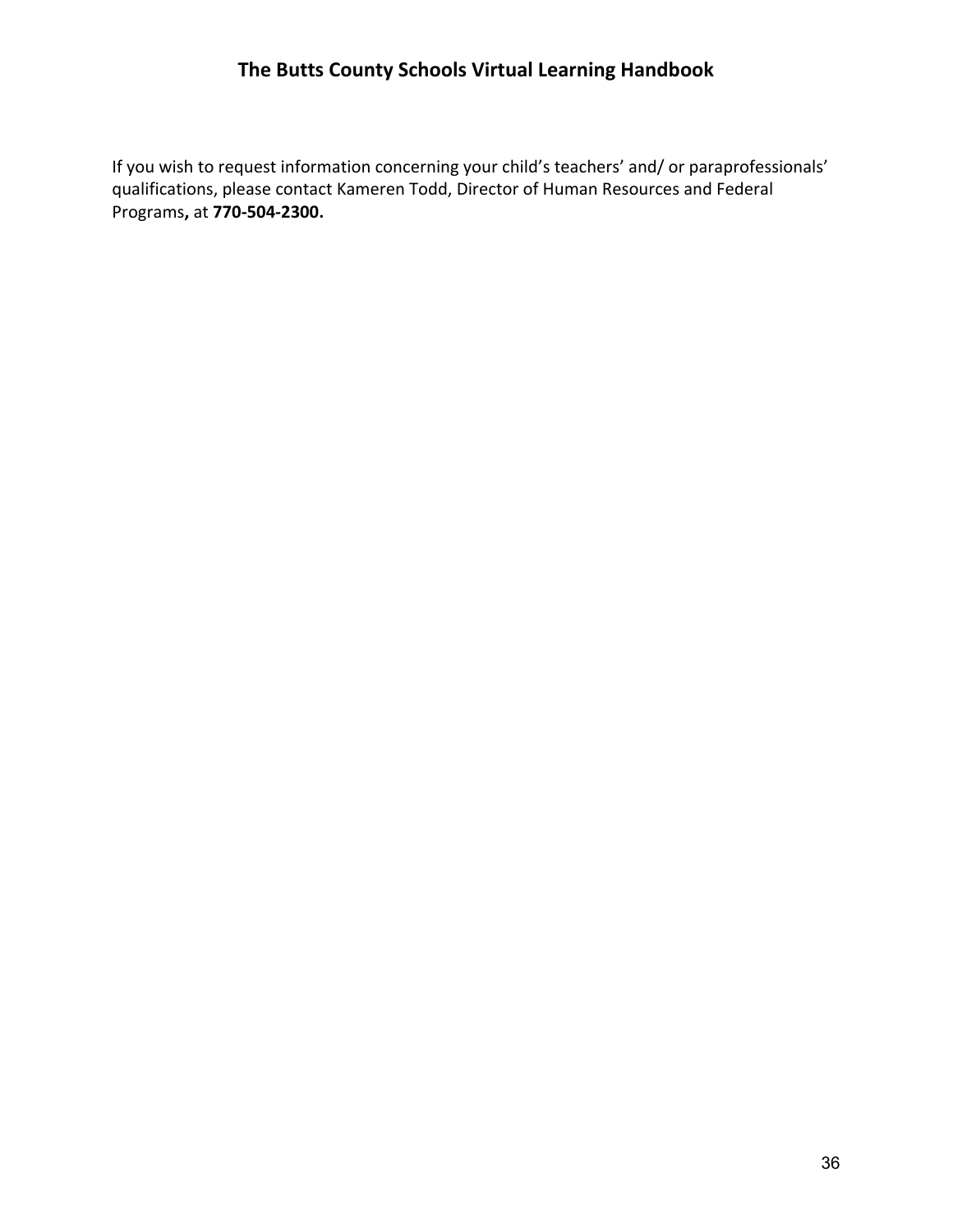If you wish to request information concerning your child's teachers' and/ or paraprofessionals' qualifications, please contact Kameren Todd, Director of Human Resources and Federal Programs**,** at **770-504-2300.**